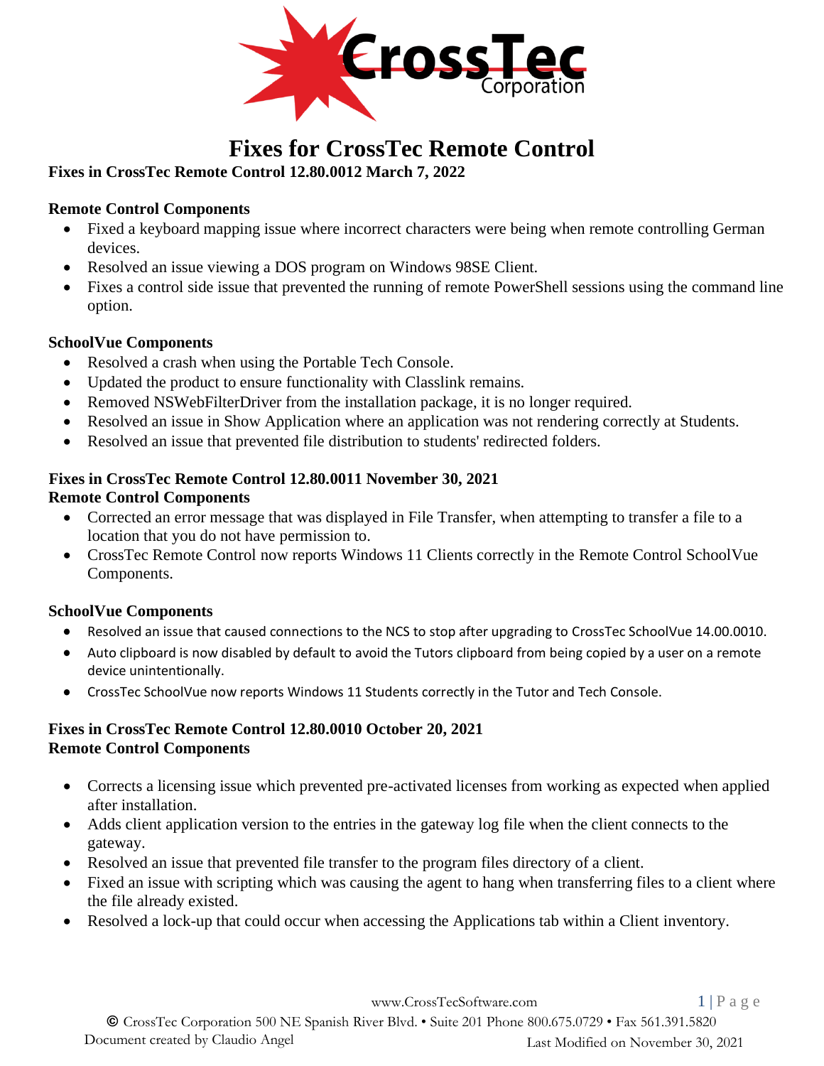# Fixes for CrossTec Remote Control

## Fixes in CrossTec Remote Control 12.80.0012 March 7, 2022

### Remote Control Components

- Fixed a keyboard mapping issue where incorrect characters were being when remote controlling German devices.
- Resolved an issue viewing a DOS program on Windows 98SE Client.
- Fixes a control side issue that prevented the running of remote PowerShell sessions using the command line option.

### SchoolVue Components

- Resolved a crash when using the Portable Tech Console.
- Updated the product to ensure functionality with Classlink remains.
- Removed NSWebFilterDriver from the installation package, it is no longer required.
- Resolved an issue in Show Application where an application was not rendering correctly at Students.
- Resolved an issue that prevented file distribution to students' redirected folders.

## Fixes in CrossTec Remote Control 12.80.0011 November 30, 2021

### Remote Control Components

- Corrected an error message that was displayed in File Transfer, when attempting to transfer a file to a location that you do not have permission to.
- CrossTec Remote Control now reports Windows 11 Clients correctly in the Remote Control SchoolVue Components.

### SchoolVue Components

- Resolved an issue that caused connections to the NCS to stop after upgrading to CrossTec SchoolVue 14.00.0010.
- Auto clipboard is now disabled by default to avoid the Tutors clipboard from being copied by a user on a remote device unintentionally.
- CrossTec SchoolVue now reports Windows 11 Students correctly in the Tutor and Tech Console.

## Fixes in CrossTec Remote Control 12.80.0010 October 20, 2021

### Remote Control Components

- Corrects a licensing issue which prevented pre-activated licenses from working as expected when applied after installation.
- Adds client application version to the entries in the gateway log file when the client connects to the gateway.
- Resolved an issue that prevented file transfer to the program files directory of a client.
- Fixed an issue with scripting which was causing the agent to hang when transferring files to a client where the file already existed.
- Resolved a lock-up that could occur when accessing the Applications tab within a Client inventory.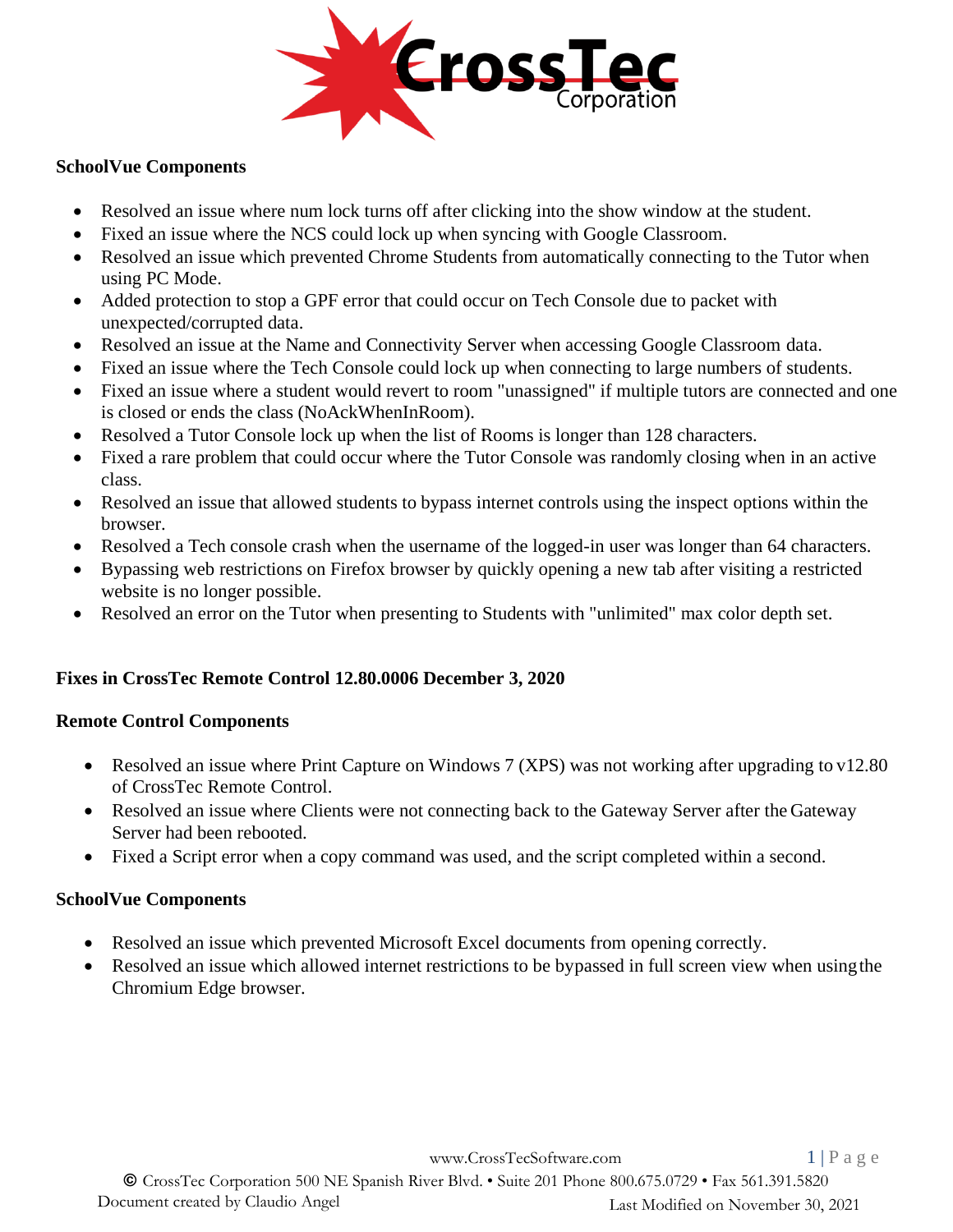**SchoolVue Components**

- Resolved an issue where num lock turns off after clicking into the show window at the student.
- Fixed an issue where the NCS could lock up when syncing with Google Classroom.
- Resolved an issue which prevented Chrome Students from automatically connecting to the Tutor when using PC Mode.
- Added protection to stop a GPF error that could occur on Tech Console due to packet with unexpected/corrupted data.
- Resolved an issue at the Name and Connectivity Server when accessing Google Classroom data.
- Fixed an issue where the Tech Console could lock up when connecting to large numbers of students.
- Fixed an issue where a student would revert to room "unassigned" if multiple tutors are connected and one is closed or ends the class (NoAckWhenInRoom).
- Resolved a Tutor Console lock up when the list of Rooms is longer than 128 characters.
- Fixed a rare problem that could occur where the Tutor Console was randomly closing when in an active class.
- Resolved an issue that allowed students to bypass internet controls using the inspect options within the browser.
- Resolved a Tech console crash when the username of the logged-in user was longer than 64 characters.
- Bypassing web restrictions on Firefox browser by quickly opening a new tab after visiting a restricted website is no longer possible.
- Resolved an error on the Tutor when presenting to Students with "unlimited" max color depth set.

**Fixes in CrossTec Remote Control 12.80.0006 December 3, 2020**

**Remote Control Components**

- Resolved an issue where Print Capture on Windows 7 (XPS) was not working after upgrading to v12.80 of CrossTec Remote Control.
- Resolved an issue where Clients were not connecting back to the Gateway Server after the Gateway Server had been rebooted.
- Fixed a Script error when a copy command was used, and the script completed within a second.

**SchoolVue Components**

- Resolved an issue which prevented Microsoft Excel documents from opening correctly.
- Resolved an issue which allowed internet restrictions to be bypassed in full screen view when using the Chromium Edge browser.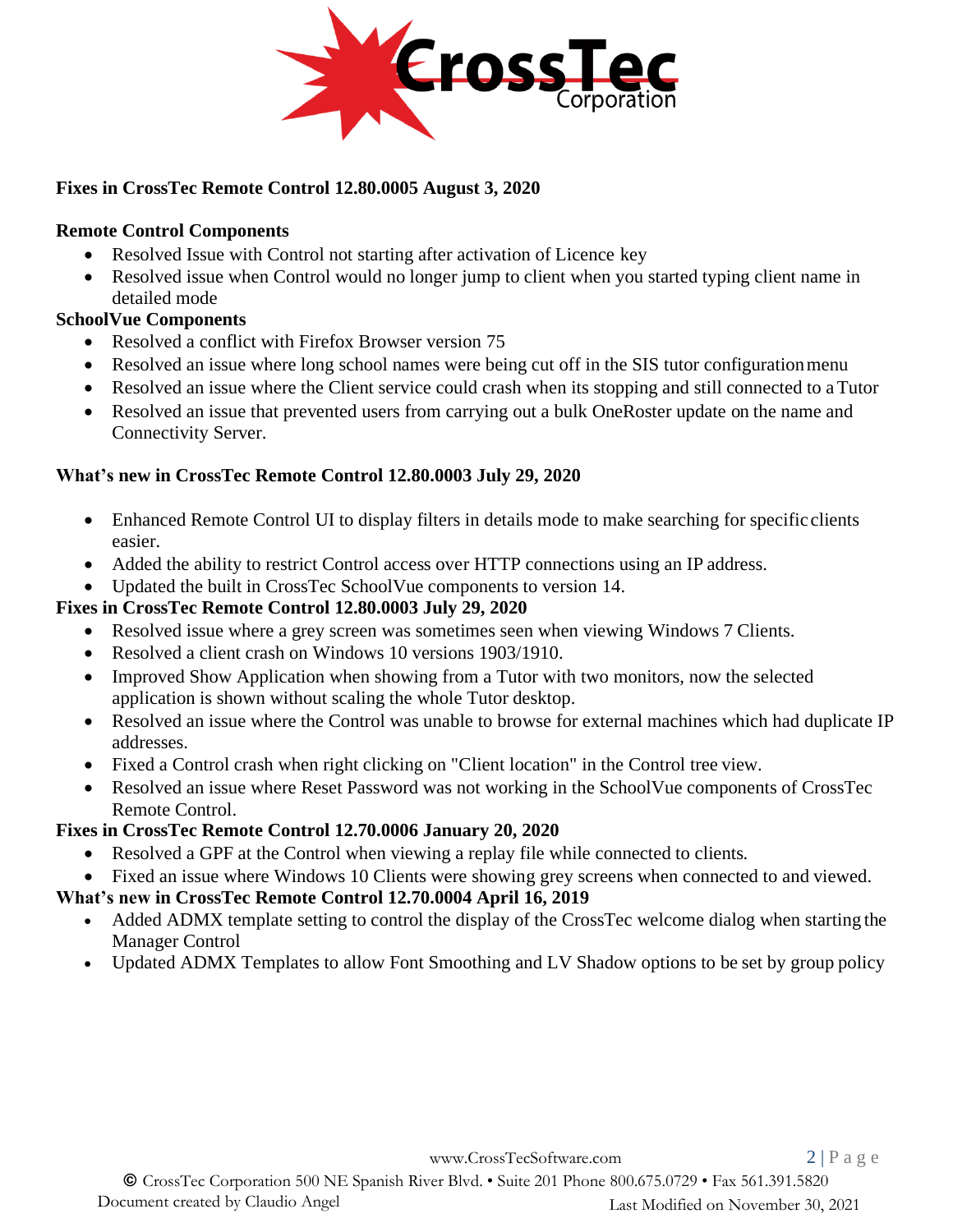## Fixes in CrossTec Remote Control 12.80.0005 August 3, 2020

### Remote Control Components

- Resolved Issue with Control not starting after activation of Licence key
- Resolved issue when Control would no longer jump to client when you started typing client name in detailed mode

### SchoolVue Components

- Resolved a conflict with Firefox Browser version 75
- Resolved an issue where long school names were being cut off in the SIS tutor configuration menu
- Resolved an issue where the Client service could crash when its stopping and still connected to a Tutor
- Resolved an issue that prevented users from carrying out a bulk OneRoster update on the name and Connectivity Server.

## What's new in CrossTec Remote Control 12.80.0003 July 29, 2020

- Enhanced Remote Control UI to display filters in details mode to make searching for specific clients easier.
- Added the ability to restrict Control access over HTTP connections using an IP address.
- Updated the built in CrossTec SchoolVue components to version 14.

## Fixes in CrossTec Remote Control 12.80.0003 July 29, 2020

- Resolved issue where a grey screen was sometimes seen when viewing Windows 7 Clients.
- Resolved a client crash on Windows 10 versions 1903/1910.
- Improved Show Application when showing from a Tutor with two monitors, now the selected application is shown without scaling the whole Tutor desktop.
- Resolved an issue where the Control was unable to browse for external machines which had duplicate IP addresses.
- Fixed a Control crash when right clicking on "Client location" in the Control tree view.
- Resolved an issue where Reset Password was not working in the SchoolVue components of CrossTec Remote Control.

## Fixes in CrossTec Remote Control 12.70.0006 January 20, 2020

- Resolved a GPF at the Control when viewing a replay file while connected to clients.
- Fixed an issue where Windows 10 Clients were showing grey screens when connected to and viewed.

## What's new in CrossTec Remote Control 12.70.0004 April 16, 2019

- Added ADMX template setting to control the display of the CrossTec welcome dialog when starting the Manager Control
- Updated ADMX Templates to allow Font Smoothing and LV Shadow options to be set by group policy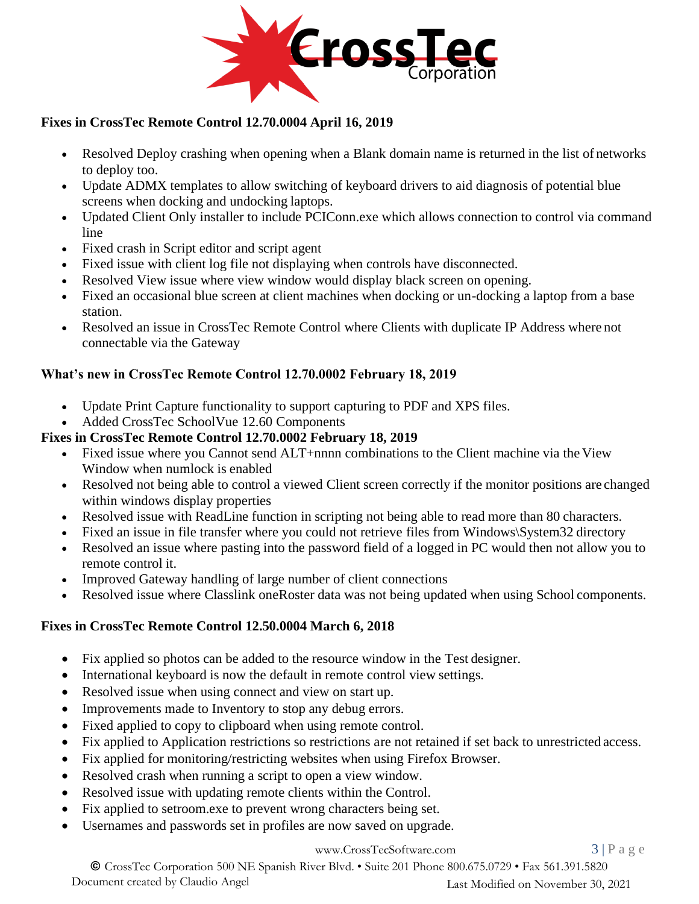**Fixes in CrossTec Remote Control 12.70.0004 April 16, 2019**

- Resolved Deploy crashing when opening when a Blank domain name is returned in the list of networks to deploy too.
- Update ADMX templates to allow switching of keyboard drivers to aid diagnosis of potential blue screens when docking and undocking laptops.
- Updated Client Only installer to include PCIConn.exe which allows connection to control via command line
- Fixed crash in Script editor and script agent
- Fixed issue with client log file not displaying when controls have disconnected.
- Resolved View issue where view window would display black screen on opening.
- Fixed an occasional blue screen at client machines when docking or un-docking a laptop from a base station.
- Resolved an issue in CrossTec Remote Control where Clients with duplicate IP Address where not connectable via the Gateway

**What's new in CrossTec Remote Control 12.70.0002 February 18, 2019**

- Update Print Capture functionality to support capturing to PDF and XPS files.
- Added CrossTec SchoolVue 12.60 Components

**Fixes in CrossTec Remote Control 12.70.0002 February 18, 2019**

- Fixed issue where you Cannot send ALT+nnnn combinations to the Client machine via the View Window when numlock is enabled
- Resolved not being able to control a viewed Client screen correctly if the monitor positions are changed within windows display properties
- Resolved issue with ReadLine function in scripting not being able to read more than 80 characters.
- Fixed an issue in file transfer where you could not retrieve files from Windows\System32 directory
- Resolved an issue where pasting into the password field of a logged in PC would then not allow you to remote control it.
- Improved Gateway handling of large number of client connections
- Resolved issue where Classlink oneRoster data was not being updated when using School components.

**Fixes in CrossTec Remote Control 12.50.0004 March 6, 2018**

- Fix applied so photos can be added to the resource window in the Test designer.
- International keyboard is now the default in remote control view settings.
- Resolved issue when using connect and view on start up.
- Improvements made to Inventory to stop any debug errors.
- Fixed applied to copy to clipboard when using remote control.
- Fix applied to Application restrictions so restrictions are not retained if set back to unrestricted access.
- Fix applied for monitoring/restricting websites when using Firefox Browser.
- Resolved crash when running a script to open a view window.
- Resolved issue with updating remote clients within the Control.
- Fix applied to setroom.exe to prevent wrong characters being set.
- Usernames and passwords set in profiles are now saved on upgrade.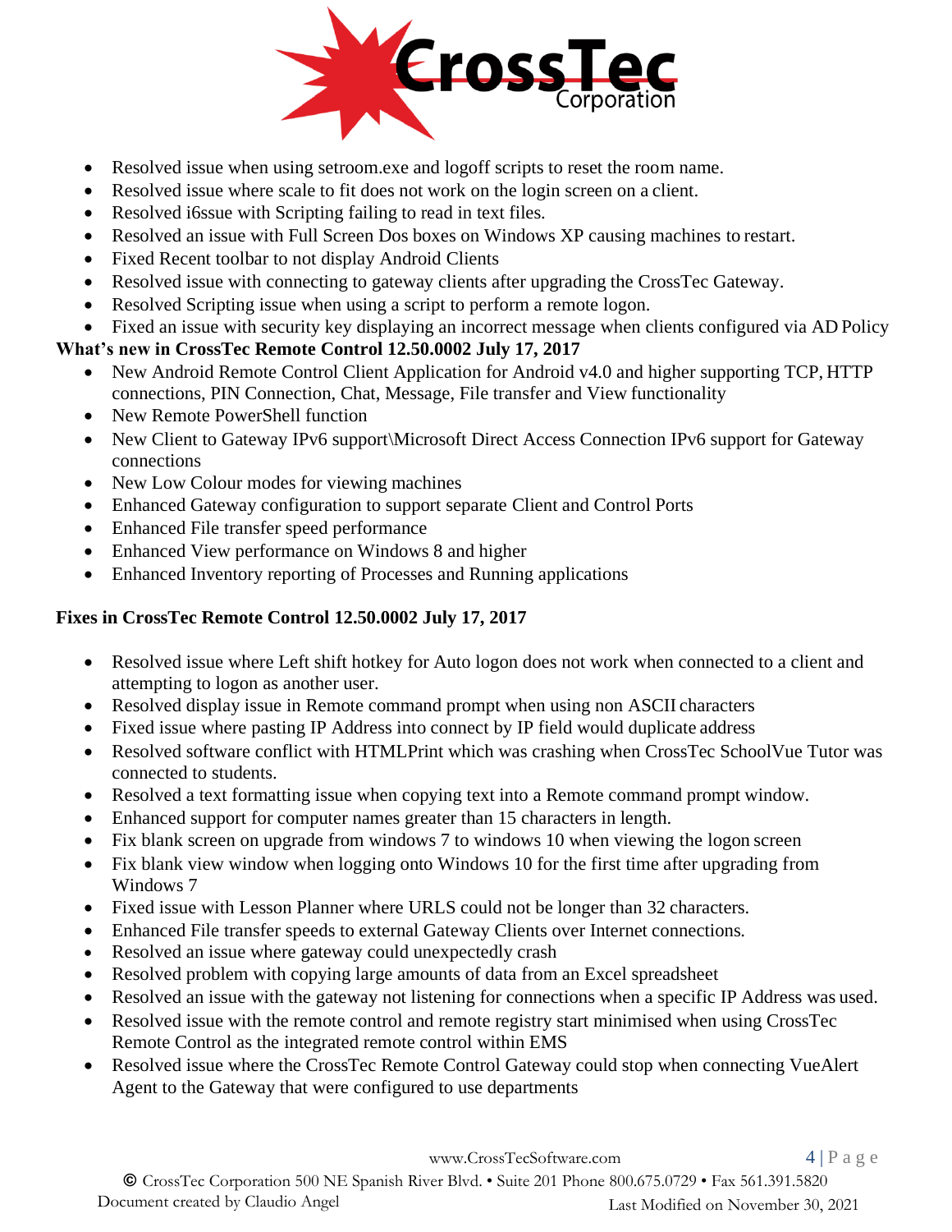- Resolved issue when using setroom.exe and logoff scripts to reset the room name.
- Resolved issue where scale to fit does not work on the login screen on a client.
- Resolved i6ssue with Scripting failing to read in text files.
- Resolved an issue with Full Screen Dos boxes on Windows XP causing machines to restart.
- Fixed Recent toolbar to not display Android Clients
- Resolved issue with connecting to gateway clients after upgrading the CrossTec Gateway.
- Resolved Scripting issue when using a script to perform a remote logon.
- Fixed an issue with security key displaying an incorrect message when clients configured via AD Policy

**What's new in CrossTec Remote Control 12.50.0002 July 17, 2017**

- New Android Remote Control Client Application for Android v4.0 and higher supporting TCP, HTTP connections, PIN Connection, Chat, Message, File transfer and View functionality
- New Remote PowerShell function
- New Client to Gateway IPv6 support\Microsoft Direct Access Connection IPv6 support for Gateway connections
- New Low Colour modes for viewing machines
- Enhanced Gateway configuration to support separate Client and Control Ports
- Enhanced File transfer speed performance
- Enhanced View performance on Windows 8 and higher
- Enhanced Inventory reporting of Processes and Running applications

**Fixes in CrossTec Remote Control 12.50.0002 July 17, 2017**

- Resolved issue where Left shift hotkey for Auto logon does not work when connected to a client and attempting to logon as another user.
- Resolved display issue in Remote command prompt when using non ASCII characters
- Fixed issue where pasting IP Address into connect by IP field would duplicate address
- Resolved software conflict with HTMLPrint which was crashing when CrossTec SchoolVue Tutor was connected to students.
- Resolved a text formatting issue when copying text into a Remote command prompt window.
- Enhanced support for computer names greater than 15 characters in length.
- Fix blank screen on upgrade from windows 7 to windows 10 when viewing the logon screen
- Fix blank view window when logging onto Windows 10 for the first time after upgrading from Windows 7
- Fixed issue with Lesson Planner where URLS could not be longer than 32 characters.
- Enhanced File transfer speeds to external Gateway Clients over Internet connections.
- Resolved an issue where gateway could unexpectedly crash
- Resolved problem with copying large amounts of data from an Excel spreadsheet
- Resolved an issue with the gateway not listening for connections when a specific IP Address was used.
- Resolved issue with the remote control and remote registry start minimised when using CrossTec Remote Control as the integrated remote control within EMS
- Resolved issue where the CrossTec Remote Control Gateway could stop when connecting VueAlert Agent to the Gateway that were configured to use departments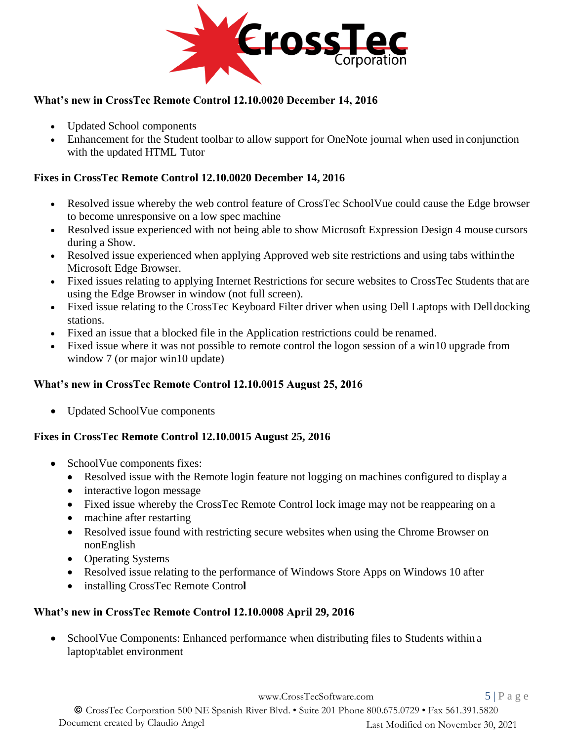**What's new in CrossTec Remote Control 12.10.0020 December 14, 2016**

- Updated School components
- Enhancement for the Student toolbar to allow support for OneNote journal when used in conjunction with the updated HTML Tutor

**Fixes in CrossTec Remote Control 12.10.0020 December 14, 2016**

- Resolved issue whereby the web control feature of CrossTec SchoolVue could cause the Edge browser to become unresponsive on a low spec machine
- Resolved issue experienced with not being able to show Microsoft Expression Design 4 mouse cursors during a Show.
- Resolved issue experienced when applying Approved web site restrictions and using tabs within the Microsoft Edge Browser.
- Fixed issues relating to applying Internet Restrictions for secure websites to CrossTec Students that are using the Edge Browser in window (not full screen).
- Fixed issue relating to the CrossTec Keyboard Filter driver when using Dell Laptops with Dell docking stations.
- Fixed an issue that a blocked file in the Application restrictions could be renamed.
- Fixed issue where it was not possible to remote control the logon session of a win10 upgrade from window 7 (or major win10 update)

**What's new in CrossTec Remote Control 12.10.0015 August 25, 2016**

- Updated SchoolVue components

**Fixes in CrossTec Remote Control 12.10.0015 August 25, 2016**

- SchoolVue components fixes:
  - Resolved issue with the Remote login feature not logging on machines configured to display a
  - interactive logon message
  - Fixed issue whereby the CrossTec Remote Control lock image may not be reappearing on a
  - machine after restarting
  - Resolved issue found with restricting secure websites when using the Chrome Browser on nonEnglish
  - Operating Systems
  - Resolved issue relating to the performance of Windows Store Apps on Windows 10 after
  - installing CrossTec Remote Control

**What's new in CrossTec Remote Control 12.10.0008 April 29, 2016**

- SchoolVue Components: Enhanced performance when distributing files to Students within a laptop\tablet environment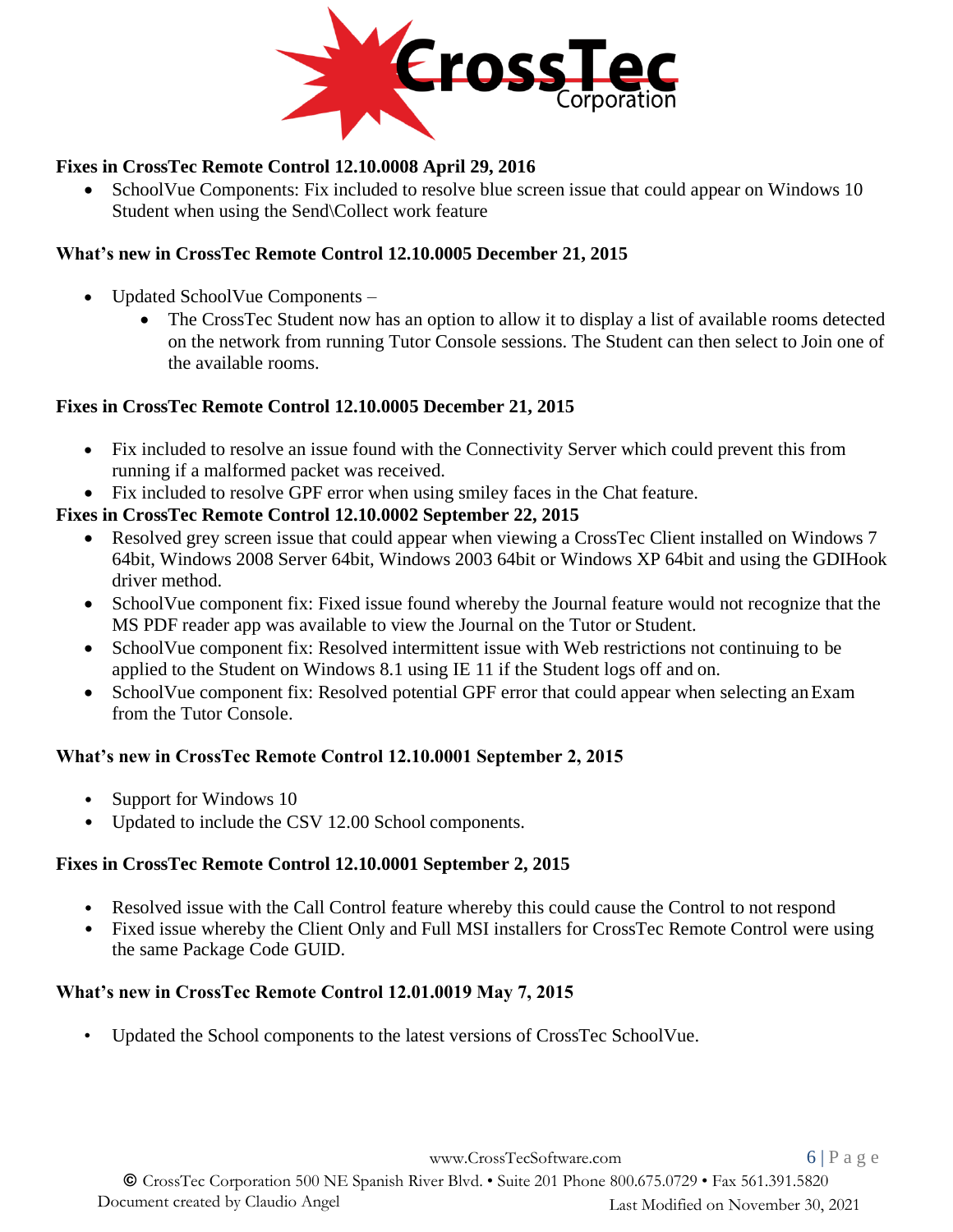**Fixes in CrossTec Remote Control 12.10.0008 April 29, 2016**

- SchoolVue Components: Fix included to resolve blue screen issue that could appear on Windows 10 Student when using the Send\Collect work feature

**What's new in CrossTec Remote Control 12.10.0005 December 21, 2015**

- Updated SchoolVue Components –
  - The CrossTec Student now has an option to allow it to display a list of available rooms detected on the network from running Tutor Console sessions. The Student can then select to Join one of the available rooms.

**Fixes in CrossTec Remote Control 12.10.0005 December 21, 2015**

- Fix included to resolve an issue found with the Connectivity Server which could prevent this from running if a malformed packet was received.
- Fix included to resolve GPF error when using smiley faces in the Chat feature.

**Fixes in CrossTec Remote Control 12.10.0002 September 22, 2015**

- Resolved grey screen issue that could appear when viewing a CrossTec Client installed on Windows 7 64bit, Windows 2008 Server 64bit, Windows 2003 64bit or Windows XP 64bit and using the GDIHook driver method.
- SchoolVue component fix: Fixed issue found whereby the Journal feature would not recognize that the MS PDF reader app was available to view the Journal on the Tutor or Student.
- SchoolVue component fix: Resolved intermittent issue with Web restrictions not continuing to be applied to the Student on Windows 8.1 using IE 11 if the Student logs off and on.
- SchoolVue component fix: Resolved potential GPF error that could appear when selecting an Exam from the Tutor Console.

**What's new in CrossTec Remote Control 12.10.0001 September 2, 2015**

- Support for Windows 10
- Updated to include the CSV 12.00 School components.

**Fixes in CrossTec Remote Control 12.10.0001 September 2, 2015**

- Resolved issue with the Call Control feature whereby this could cause the Control to not respond
- Fixed issue whereby the Client Only and Full MSI installers for CrossTec Remote Control were using the same Package Code GUID.

**What's new in CrossTec Remote Control 12.01.0019 May 7, 2015**

- Updated the School components to the latest versions of CrossTec SchoolVue.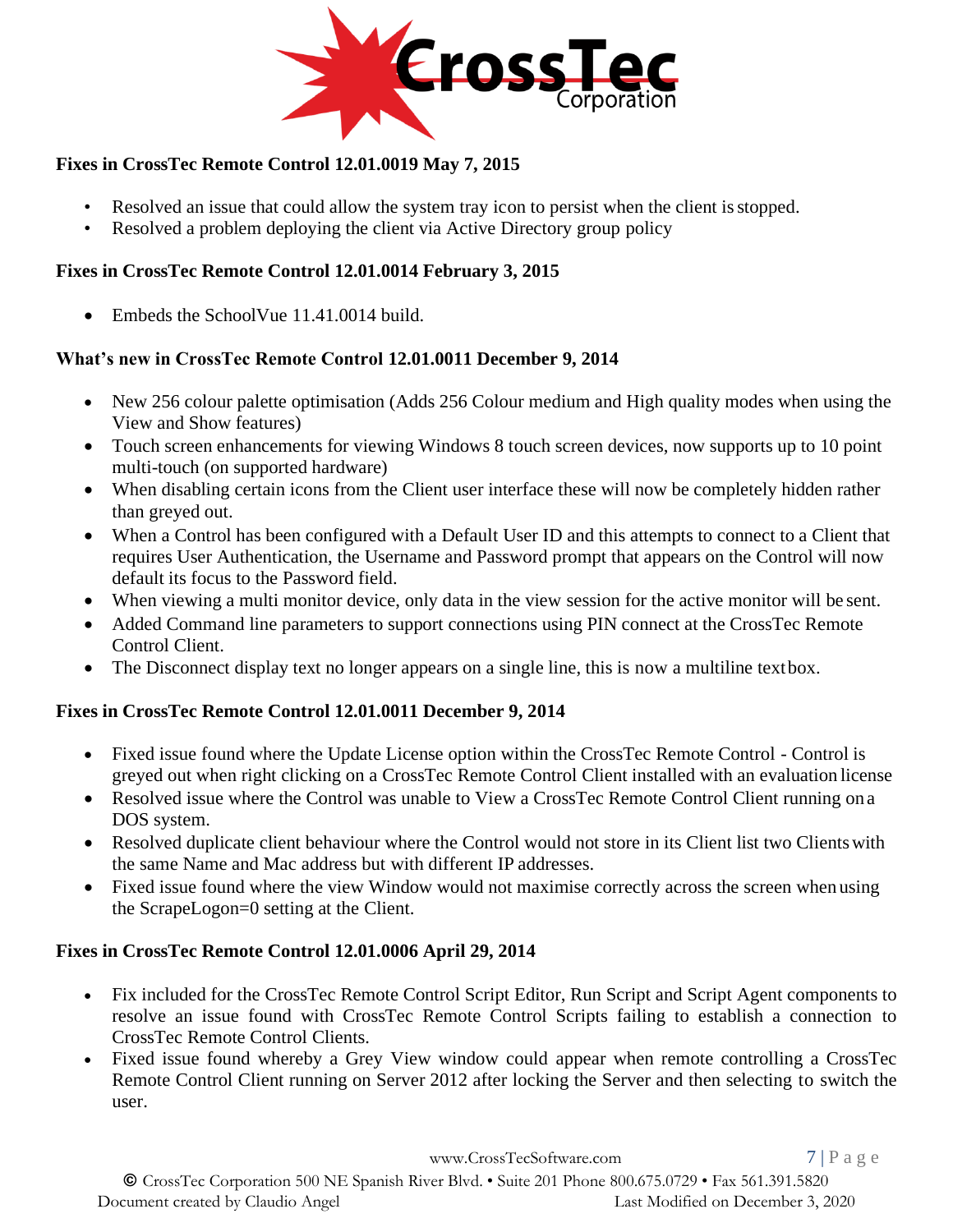### Fixes in CrossTec Remote Control 12.01.0019 May 7, 2015

- Resolved an issue that could allow the system tray icon to persist when the client is stopped.
- Resolved a problem deploying the client via Active Directory group policy

### Fixes in CrossTec Remote Control 12.01.0014 February 3, 2015

- Embeds the SchoolVue 11.41.0014 build.

### What's new in CrossTec Remote Control 12.01.0011 December 9, 2014

- New 256 colour palette optimisation (Adds 256 Colour medium and High quality modes when using the View and Show features)
- Touch screen enhancements for viewing Windows 8 touch screen devices, now supports up to 10 point multi-touch (on supported hardware)
- When disabling certain icons from the Client user interface these will now be completely hidden rather than greyed out.
- When a Control has been configured with a Default User ID and this attempts to connect to a Client that requires User Authentication, the Username and Password prompt that appears on the Control will now default its focus to the Password field.
- When viewing a multi monitor device, only data in the view session for the active monitor will be sent.
- Added Command line parameters to support connections using PIN connect at the CrossTec Remote Control Client.
- The Disconnect display text no longer appears on a single line, this is now a multiline textbox.

### Fixes in CrossTec Remote Control 12.01.0011 December 9, 2014

- Fixed issue found where the Update License option within the CrossTec Remote Control - Control is greyed out when right clicking on a CrossTec Remote Control Client installed with an evaluation license
- Resolved issue where the Control was unable to View a CrossTec Remote Control Client running on a DOS system.
- Resolved duplicate client behaviour where the Control would not store in its Client list two Clients with the same Name and Mac address but with different IP addresses.
- Fixed issue found where the view Window would not maximise correctly across the screen when using the ScrapeLogon=0 setting at the Client.

### Fixes in CrossTec Remote Control 12.01.0006 April 29, 2014

- Fix included for the CrossTec Remote Control Script Editor, Run Script and Script Agent components to resolve an issue found with CrossTec Remote Control Scripts failing to establish a connection to CrossTec Remote Control Clients.
- Fixed issue found whereby a Grey View window could appear when remote controlling a CrossTec Remote Control Client running on Server 2012 after locking the Server and then selecting to switch the user.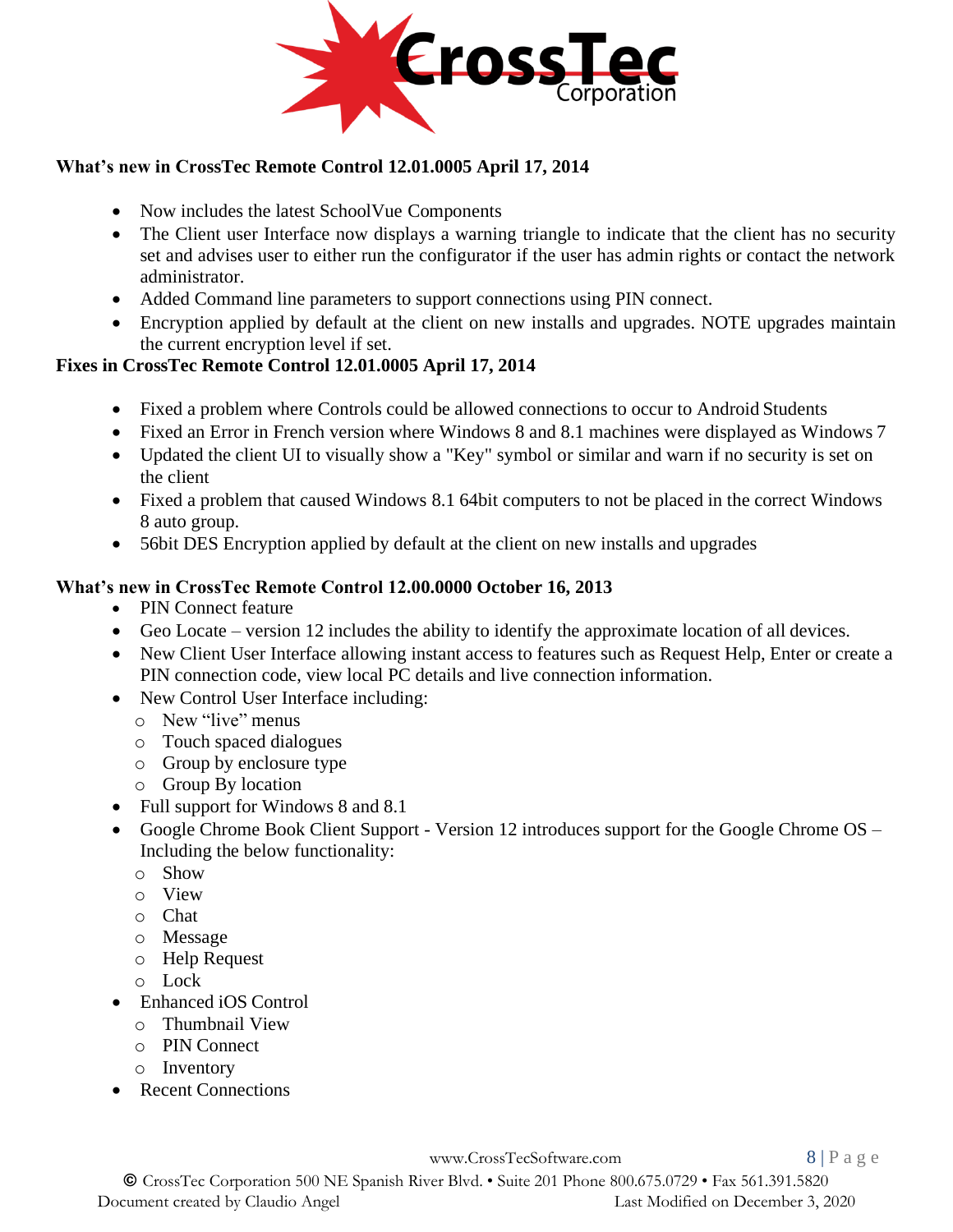**What's new in CrossTec Remote Control 12.01.0005 April 17, 2014**

- Now includes the latest SchoolVue Components
- The Client user Interface now displays a warning triangle to indicate that the client has no security set and advises user to either run the configurator if the user has admin rights or contact the network administrator.
- Added Command line parameters to support connections using PIN connect.
- Encryption applied by default at the client on new installs and upgrades. NOTE upgrades maintain the current encryption level if set.

**Fixes in CrossTec Remote Control 12.01.0005 April 17, 2014**

- Fixed a problem where Controls could be allowed connections to occur to Android Students
- Fixed an Error in French version where Windows 8 and 8.1 machines were displayed as Windows 7
- Updated the client UI to visually show a "Key" symbol or similar and warn if no security is set on the client
- Fixed a problem that caused Windows 8.1 64bit computers to not be placed in the correct Windows 8 auto group.
- 56bit DES Encryption applied by default at the client on new installs and upgrades

**What's new in CrossTec Remote Control 12.00.0000 October 16, 2013**

- PIN Connect feature
- Geo Locate – version 12 includes the ability to identify the approximate location of all devices.
- New Client User Interface allowing instant access to features such as Request Help, Enter or create a PIN connection code, view local PC details and live connection information.
- New Control User Interface including:
  - New "live" menus
  - Touch spaced dialogues
  - Group by enclosure type
  - Group By location
- Full support for Windows 8 and 8.1
- Google Chrome Book Client Support - Version 12 introduces support for the Google Chrome OS – Including the below functionality:
  - Show
  - View
  - Chat
  - Message
  - Help Request
  - Lock
- Enhanced iOS Control
  - Thumbnail View
  - PIN Connect
  - Inventory
- Recent Connections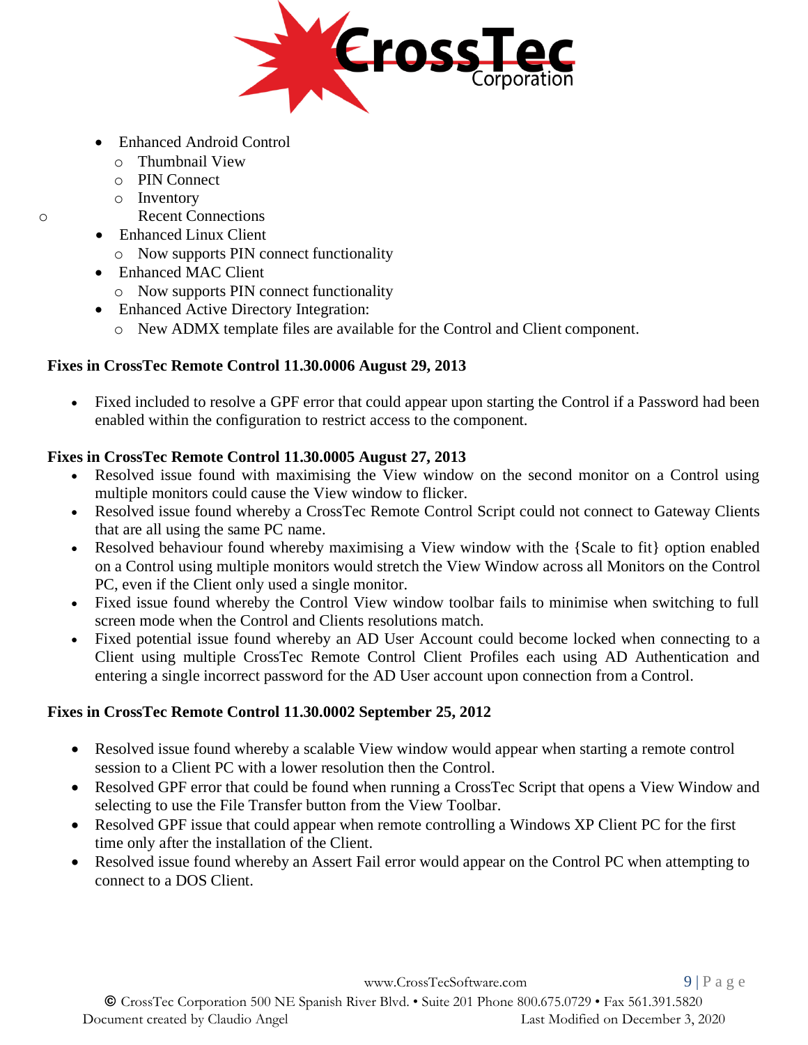- Enhanced Android Control
  - Thumbnail View
  - PIN Connect
  - Inventory
  - Recent Connections
- Enhanced Linux Client
  - Now supports PIN connect functionality
- Enhanced MAC Client
  - Now supports PIN connect functionality
- Enhanced Active Directory Integration:
  - New ADMX template files are available for the Control and Client component.

**Fixes in CrossTec Remote Control 11.30.0006 August 29, 2013**

- Fixed included to resolve a GPF error that could appear upon starting the Control if a Password had been enabled within the configuration to restrict access to the component.

**Fixes in CrossTec Remote Control 11.30.0005 August 27, 2013**

- Resolved issue found with maximising the View window on the second monitor on a Control using multiple monitors could cause the View window to flicker.
- Resolved issue found whereby a CrossTec Remote Control Script could not connect to Gateway Clients that are all using the same PC name.
- Resolved behaviour found whereby maximising a View window with the {Scale to fit} option enabled on a Control using multiple monitors would stretch the View Window across all Monitors on the Control PC, even if the Client only used a single monitor.
- Fixed issue found whereby the Control View window toolbar fails to minimise when switching to full screen mode when the Control and Clients resolutions match.
- Fixed potential issue found whereby an AD User Account could become locked when connecting to a Client using multiple CrossTec Remote Control Client Profiles each using AD Authentication and entering a single incorrect password for the AD User account upon connection from a Control.

**Fixes in CrossTec Remote Control 11.30.0002 September 25, 2012**

- Resolved issue found whereby a scalable View window would appear when starting a remote control session to a Client PC with a lower resolution then the Control.
- Resolved GPF error that could be found when running a CrossTec Script that opens a View Window and selecting to use the File Transfer button from the View Toolbar.
- Resolved GPF issue that could appear when remote controlling a Windows XP Client PC for the first time only after the installation of the Client.
- Resolved issue found whereby an Assert Fail error would appear on the Control PC when attempting to connect to a DOS Client.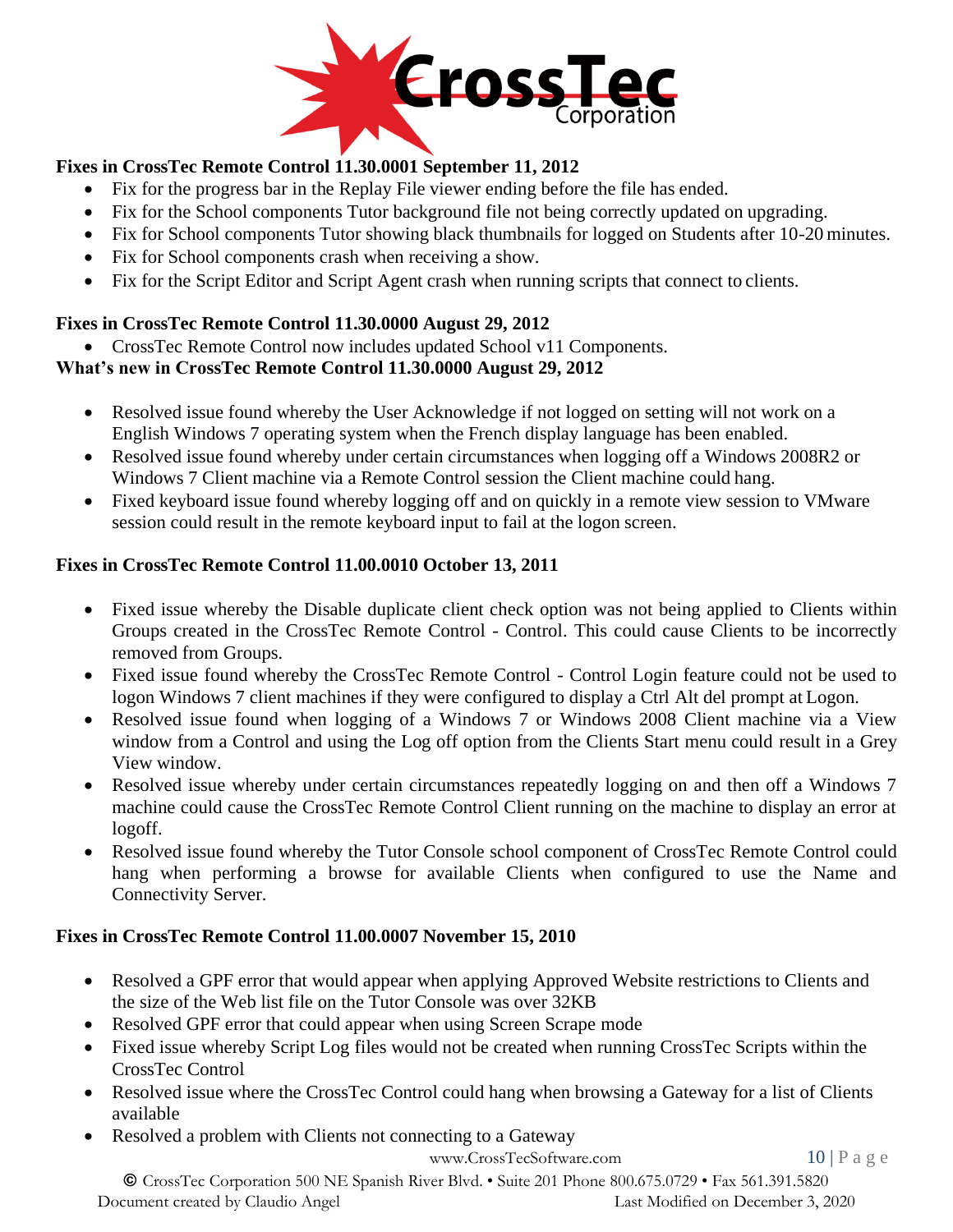**Fixes in CrossTec Remote Control 11.30.0001 September 11, 2012**

- Fix for the progress bar in the Replay File viewer ending before the file has ended.
- Fix for the School components Tutor background file not being correctly updated on upgrading.
- Fix for School components Tutor showing black thumbnails for logged on Students after 10-20 minutes.
- Fix for School components crash when receiving a show.
- Fix for the Script Editor and Script Agent crash when running scripts that connect to clients.

**Fixes in CrossTec Remote Control 11.30.0000 August 29, 2012**

- CrossTec Remote Control now includes updated School v11 Components.

**What's new in CrossTec Remote Control 11.30.0000 August 29, 2012**

- Resolved issue found whereby the User Acknowledge if not logged on setting will not work on a English Windows 7 operating system when the French display language has been enabled.
- Resolved issue found whereby under certain circumstances when logging off a Windows 2008R2 or Windows 7 Client machine via a Remote Control session the Client machine could hang.
- Fixed keyboard issue found whereby logging off and on quickly in a remote view session to VMware session could result in the remote keyboard input to fail at the logon screen.

**Fixes in CrossTec Remote Control 11.00.0010 October 13, 2011**

- Fixed issue whereby the Disable duplicate client check option was not being applied to Clients within Groups created in the CrossTec Remote Control - Control. This could cause Clients to be incorrectly removed from Groups.
- Fixed issue found whereby the CrossTec Remote Control - Control Login feature could not be used to logon Windows 7 client machines if they were configured to display a Ctrl Alt del prompt at Logon.
- Resolved issue found when logging of a Windows 7 or Windows 2008 Client machine via a View window from a Control and using the Log off option from the Clients Start menu could result in a Grey View window.
- Resolved issue whereby under certain circumstances repeatedly logging on and then off a Windows 7 machine could cause the CrossTec Remote Control Client running on the machine to display an error at logoff.
- Resolved issue found whereby the Tutor Console school component of CrossTec Remote Control could hang when performing a browse for available Clients when configured to use the Name and Connectivity Server.

**Fixes in CrossTec Remote Control 11.00.0007 November 15, 2010**

- Resolved a GPF error that would appear when applying Approved Website restrictions to Clients and the size of the Web list file on the Tutor Console was over 32KB
- Resolved GPF error that could appear when using Screen Scrape mode
- Fixed issue whereby Script Log files would not be created when running CrossTec Scripts within the CrossTec Control
- Resolved issue where the CrossTec Control could hang when browsing a Gateway for a list of Clients available
- Resolved a problem with Clients not connecting to a Gateway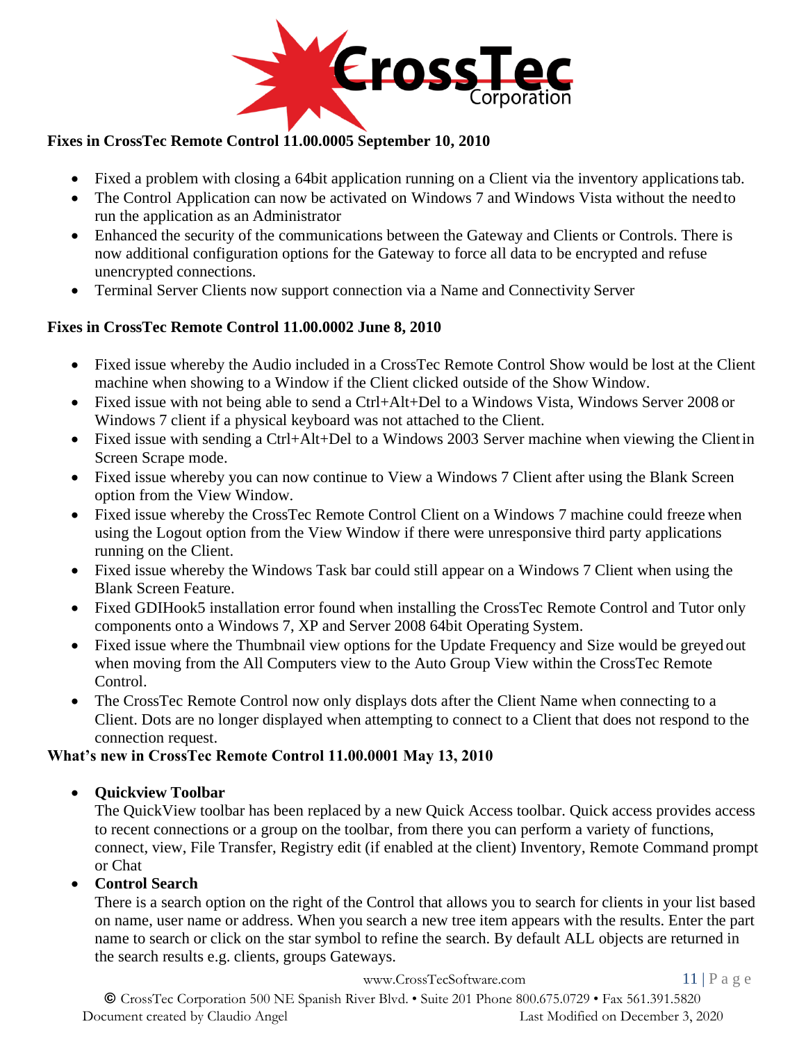**Fixes in CrossTec Remote Control 11.00.0005 September 10, 2010**

- Fixed a problem with closing a 64bit application running on a Client via the inventory applications tab.
- The Control Application can now be activated on Windows 7 and Windows Vista without the need to run the application as an Administrator
- Enhanced the security of the communications between the Gateway and Clients or Controls. There is now additional configuration options for the Gateway to force all data to be encrypted and refuse unencrypted connections.
- Terminal Server Clients now support connection via a Name and Connectivity Server

**Fixes in CrossTec Remote Control 11.00.0002 June 8, 2010**

- Fixed issue whereby the Audio included in a CrossTec Remote Control Show would be lost at the Client machine when showing to a Window if the Client clicked outside of the Show Window.
- Fixed issue with not being able to send a Ctrl+Alt+Del to a Windows Vista, Windows Server 2008 or Windows 7 client if a physical keyboard was not attached to the Client.
- Fixed issue with sending a Ctrl+Alt+Del to a Windows 2003 Server machine when viewing the Client in Screen Scrape mode.
- Fixed issue whereby you can now continue to View a Windows 7 Client after using the Blank Screen option from the View Window.
- Fixed issue whereby the CrossTec Remote Control Client on a Windows 7 machine could freeze when using the Logout option from the View Window if there were unresponsive third party applications running on the Client.
- Fixed issue whereby the Windows Task bar could still appear on a Windows 7 Client when using the Blank Screen Feature.
- Fixed GDIHook5 installation error found when installing the CrossTec Remote Control and Tutor only components onto a Windows 7, XP and Server 2008 64bit Operating System.
- Fixed issue where the Thumbnail view options for the Update Frequency and Size would be greyed out when moving from the All Computers view to the Auto Group View within the CrossTec Remote Control.
- The CrossTec Remote Control now only displays dots after the Client Name when connecting to a Client. Dots are no longer displayed when attempting to connect to a Client that does not respond to the connection request.

**What's new in CrossTec Remote Control 11.00.0001 May 13, 2010**

- **Quickview Toolbar**
  The QuickView toolbar has been replaced by a new Quick Access toolbar. Quick access provides access to recent connections or a group on the toolbar, from there you can perform a variety of functions, connect, view, File Transfer, Registry edit (if enabled at the client) Inventory, Remote Command prompt or Chat
- **Control Search**
  There is a search option on the right of the Control that allows you to search for clients in your list based on name, user name or address. When you search a new tree item appears with the results. Enter the part name to search or click on the star symbol to refine the search. By default ALL objects are returned in the search results e.g. clients, groups Gateways.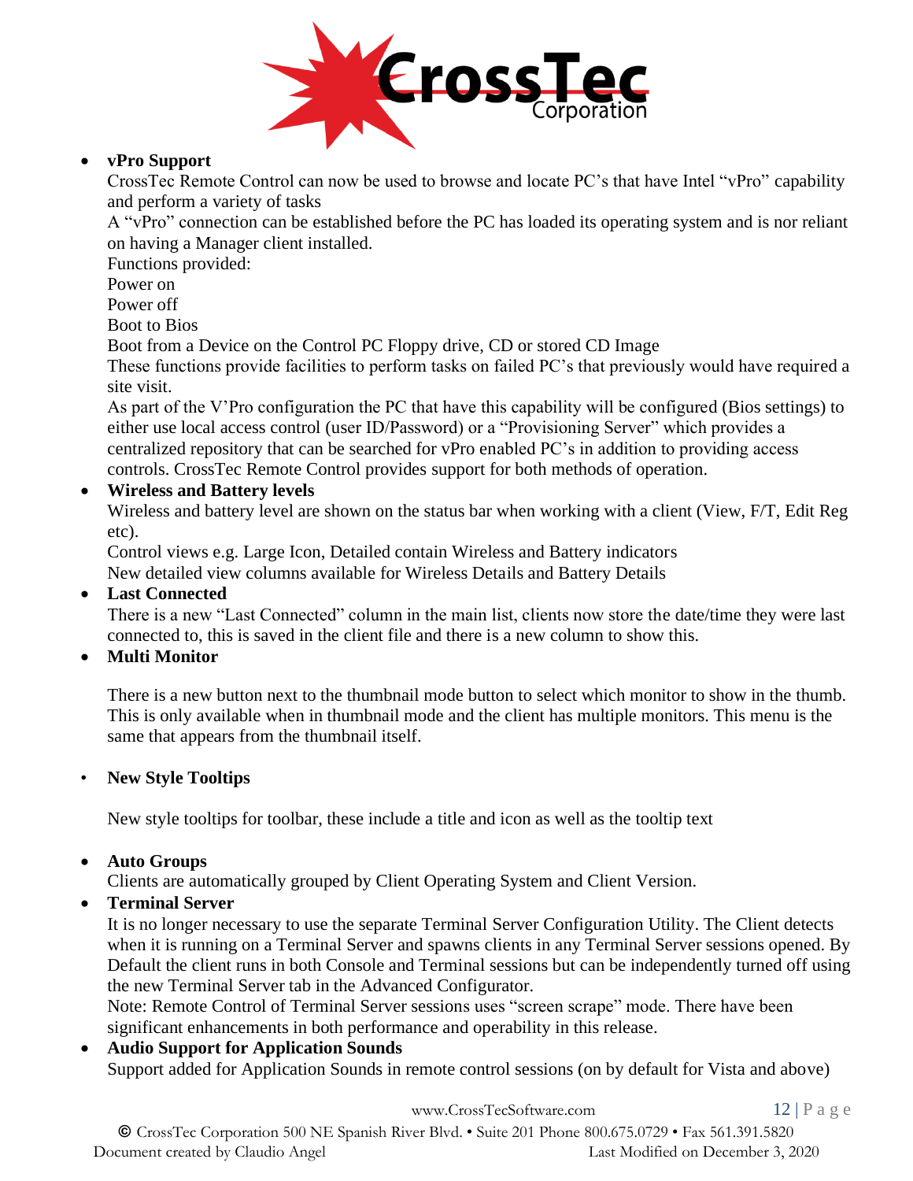- **vPro Support**
  CrossTec Remote Control can now be used to browse and locate PC's that have Intel "vPro" capability and perform a variety of tasks
  A "vPro" connection can be established before the PC has loaded its operating system and is nor reliant on having a Manager client installed.
  Functions provided:
  Power on
  Power off
  Boot to Bios
  Boot from a Device on the Control PC Floppy drive, CD or stored CD Image
  These functions provide facilities to perform tasks on failed PC's that previously would have required a site visit.
  As part of the V'Pro configuration the PC that have this capability will be configured (Bios settings) to either use local access control (user ID/Password) or a "Provisioning Server" which provides a centralized repository that can be searched for vPro enabled PC's in addition to providing access controls. CrossTec Remote Control provides support for both methods of operation.
- **Wireless and Battery levels**
  Wireless and battery level are shown on the status bar when working with a client (View, F/T, Edit Reg etc).
  Control views e.g. Large Icon, Detailed contain Wireless and Battery indicators
  New detailed view columns available for Wireless Details and Battery Details
- **Last Connected**
  There is a new "Last Connected" column in the main list, clients now store the date/time they were last connected to, this is saved in the client file and there is a new column to show this.
- **Multi Monitor**

  There is a new button next to the thumbnail mode button to select which monitor to show in the thumb. This is only available when in thumbnail mode and the client has multiple monitors. This menu is the same that appears from the thumbnail itself.

- **New Style Tooltips**

  New style tooltips for toolbar, these include a title and icon as well as the tooltip text

- **Auto Groups**
  Clients are automatically grouped by Client Operating System and Client Version.
- **Terminal Server**
  It is no longer necessary to use the separate Terminal Server Configuration Utility. The Client detects when it is running on a Terminal Server and spawns clients in any Terminal Server sessions opened. By Default the client runs in both Console and Terminal sessions but can be independently turned off using the new Terminal Server tab in the Advanced Configurator.
  Note: Remote Control of Terminal Server sessions uses "screen scrape" mode. There have been significant enhancements in both performance and operability in this release.
- **Audio Support for Application Sounds**
  Support added for Application Sounds in remote control sessions (on by default for Vista and above)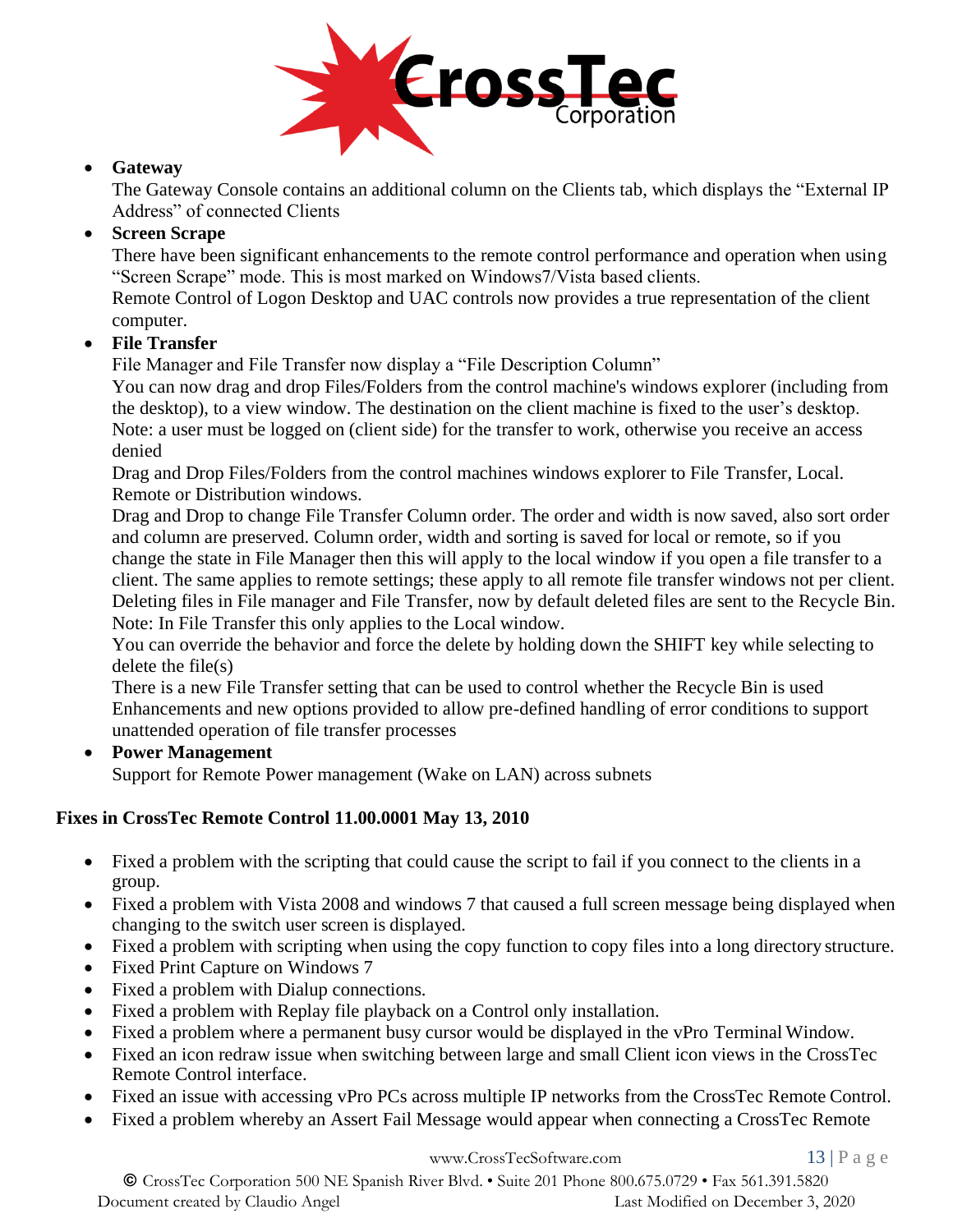- **Gateway**
  The Gateway Console contains an additional column on the Clients tab, which displays the "External IP Address" of connected Clients
- **Screen Scrape**
  There have been significant enhancements to the remote control performance and operation when using "Screen Scrape" mode. This is most marked on Windows7/Vista based clients.
  Remote Control of Logon Desktop and UAC controls now provides a true representation of the client computer.
- **File Transfer**
  File Manager and File Transfer now display a "File Description Column"
  You can now drag and drop Files/Folders from the control machine's windows explorer (including from the desktop), to a view window. The destination on the client machine is fixed to the user's desktop.
  Note: a user must be logged on (client side) for the transfer to work, otherwise you receive an access denied
  Drag and Drop Files/Folders from the control machines windows explorer to File Transfer, Local. Remote or Distribution windows.
  Drag and Drop to change File Transfer Column order. The order and width is now saved, also sort order and column are preserved. Column order, width and sorting is saved for local or remote, so if you change the state in File Manager then this will apply to the local window if you open a file transfer to a client. The same applies to remote settings; these apply to all remote file transfer windows not per client.
  Deleting files in File manager and File Transfer, now by default deleted files are sent to the Recycle Bin. Note: In File Transfer this only applies to the Local window.
  You can override the behavior and force the delete by holding down the SHIFT key while selecting to delete the file(s)
  There is a new File Transfer setting that can be used to control whether the Recycle Bin is used
  Enhancements and new options provided to allow pre-defined handling of error conditions to support unattended operation of file transfer processes
- **Power Management**
  Support for Remote Power management (Wake on LAN) across subnets

**Fixes in CrossTec Remote Control 11.00.0001 May 13, 2010**

- Fixed a problem with the scripting that could cause the script to fail if you connect to the clients in a group.
- Fixed a problem with Vista 2008 and windows 7 that caused a full screen message being displayed when changing to the switch user screen is displayed.
- Fixed a problem with scripting when using the copy function to copy files into a long directory structure.
- Fixed Print Capture on Windows 7
- Fixed a problem with Dialup connections.
- Fixed a problem with Replay file playback on a Control only installation.
- Fixed a problem where a permanent busy cursor would be displayed in the vPro Terminal Window.
- Fixed an icon redraw issue when switching between large and small Client icon views in the CrossTec Remote Control interface.
- Fixed an issue with accessing vPro PCs across multiple IP networks from the CrossTec Remote Control.
- Fixed a problem whereby an Assert Fail Message would appear when connecting a CrossTec Remote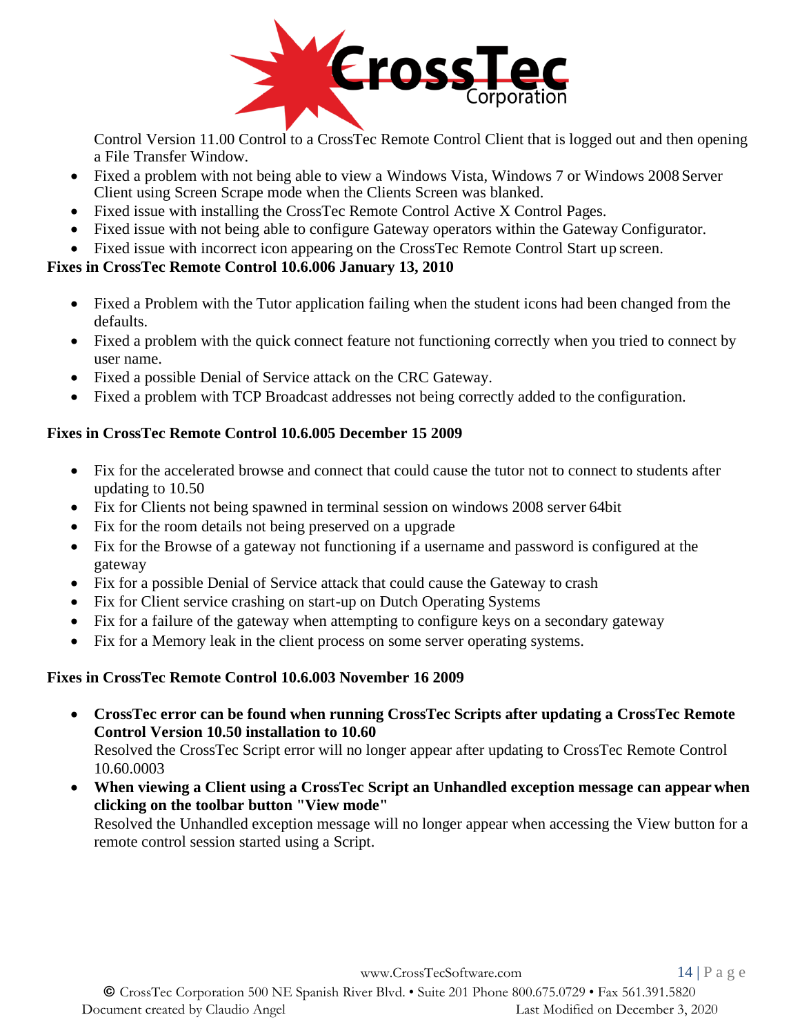Control Version 11.00 Control to a CrossTec Remote Control Client that is logged out and then opening a File Transfer Window.

- Fixed a problem with not being able to view a Windows Vista, Windows 7 or Windows 2008 Server Client using Screen Scrape mode when the Clients Screen was blanked.
- Fixed issue with installing the CrossTec Remote Control Active X Control Pages.
- Fixed issue with not being able to configure Gateway operators within the Gateway Configurator.
- Fixed issue with incorrect icon appearing on the CrossTec Remote Control Start up screen.

**Fixes in CrossTec Remote Control 10.6.006 January 13, 2010**

- Fixed a Problem with the Tutor application failing when the student icons had been changed from the defaults.
- Fixed a problem with the quick connect feature not functioning correctly when you tried to connect by user name.
- Fixed a possible Denial of Service attack on the CRC Gateway.
- Fixed a problem with TCP Broadcast addresses not being correctly added to the configuration.

**Fixes in CrossTec Remote Control 10.6.005 December 15 2009**

- Fix for the accelerated browse and connect that could cause the tutor not to connect to students after updating to 10.50
- Fix for Clients not being spawned in terminal session on windows 2008 server 64bit
- Fix for the room details not being preserved on a upgrade
- Fix for the Browse of a gateway not functioning if a username and password is configured at the gateway
- Fix for a possible Denial of Service attack that could cause the Gateway to crash
- Fix for Client service crashing on start-up on Dutch Operating Systems
- Fix for a failure of the gateway when attempting to configure keys on a secondary gateway
- Fix for a Memory leak in the client process on some server operating systems.

**Fixes in CrossTec Remote Control 10.6.003 November 16 2009**

- **CrossTec error can be found when running CrossTec Scripts after updating a CrossTec Remote Control Version 10.50 installation to 10.60**
  Resolved the CrossTec Script error will no longer appear after updating to CrossTec Remote Control 10.60.0003
- **When viewing a Client using a CrossTec Script an Unhandled exception message can appear when clicking on the toolbar button "View mode"**
  Resolved the Unhandled exception message will no longer appear when accessing the View button for a remote control session started using a Script.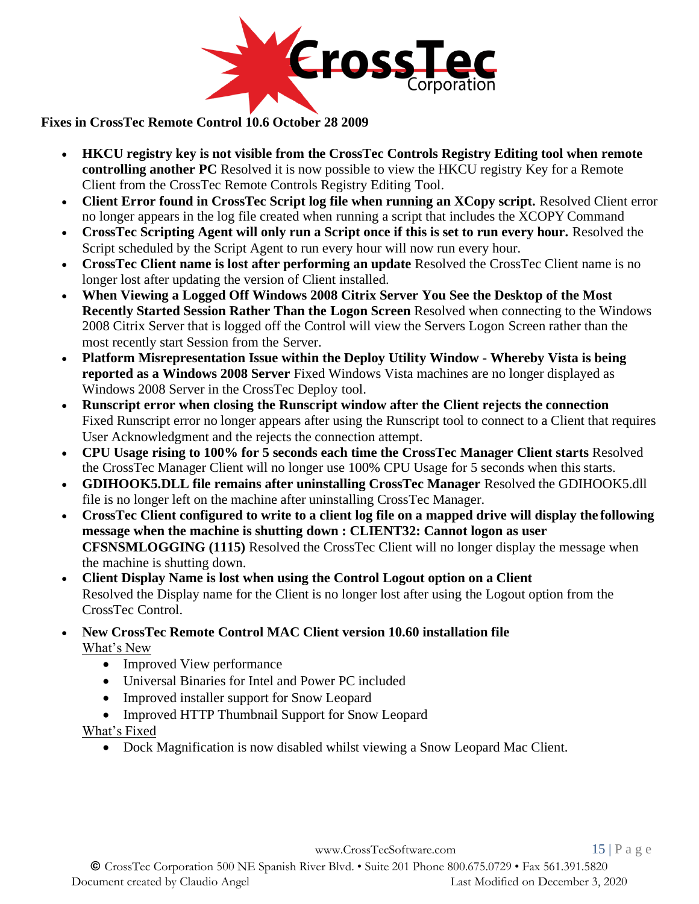**Fixes in CrossTec Remote Control 10.6 October 28 2009**

- **HKCU registry key is not visible from the CrossTec Controls Registry Editing tool when remote controlling another PC** Resolved it is now possible to view the HKCU registry Key for a Remote Client from the CrossTec Remote Controls Registry Editing Tool.
- **Client Error found in CrossTec Script log file when running an XCopy script.** Resolved Client error no longer appears in the log file created when running a script that includes the XCOPY Command
- **CrossTec Scripting Agent will only run a Script once if this is set to run every hour.** Resolved the Script scheduled by the Script Agent to run every hour will now run every hour.
- **CrossTec Client name is lost after performing an update** Resolved the CrossTec Client name is no longer lost after updating the version of Client installed.
- **When Viewing a Logged Off Windows 2008 Citrix Server You See the Desktop of the Most Recently Started Session Rather Than the Logon Screen** Resolved when connecting to the Windows 2008 Citrix Server that is logged off the Control will view the Servers Logon Screen rather than the most recently start Session from the Server.
- **Platform Misrepresentation Issue within the Deploy Utility Window - Whereby Vista is being reported as a Windows 2008 Server** Fixed Windows Vista machines are no longer displayed as Windows 2008 Server in the CrossTec Deploy tool.
- **Runscript error when closing the Runscript window after the Client rejects the connection** Fixed Runscript error no longer appears after using the Runscript tool to connect to a Client that requires User Acknowledgment and the rejects the connection attempt.
- **CPU Usage rising to 100% for 5 seconds each time the CrossTec Manager Client starts** Resolved the CrossTec Manager Client will no longer use 100% CPU Usage for 5 seconds when this starts.
- **GDIHOOK5.DLL file remains after uninstalling CrossTec Manager** Resolved the GDIHOOK5.dll file is no longer left on the machine after uninstalling CrossTec Manager.
- **CrossTec Client configured to write to a client log file on a mapped drive will display the following message when the machine is shutting down : CLIENT32: Cannot logon as user CFSNSMLOGGING (1115)** Resolved the CrossTec Client will no longer display the message when the machine is shutting down.
- **Client Display Name is lost when using the Control Logout option on a Client** Resolved the Display name for the Client is no longer lost after using the Logout option from the CrossTec Control.
- **New CrossTec Remote Control MAC Client version 10.60 installation file**

  What's New
  - Improved View performance
  - Universal Binaries for Intel and Power PC included
  - Improved installer support for Snow Leopard
  - Improved HTTP Thumbnail Support for Snow Leopard

  What's Fixed
  - Dock Magnification is now disabled whilst viewing a Snow Leopard Mac Client.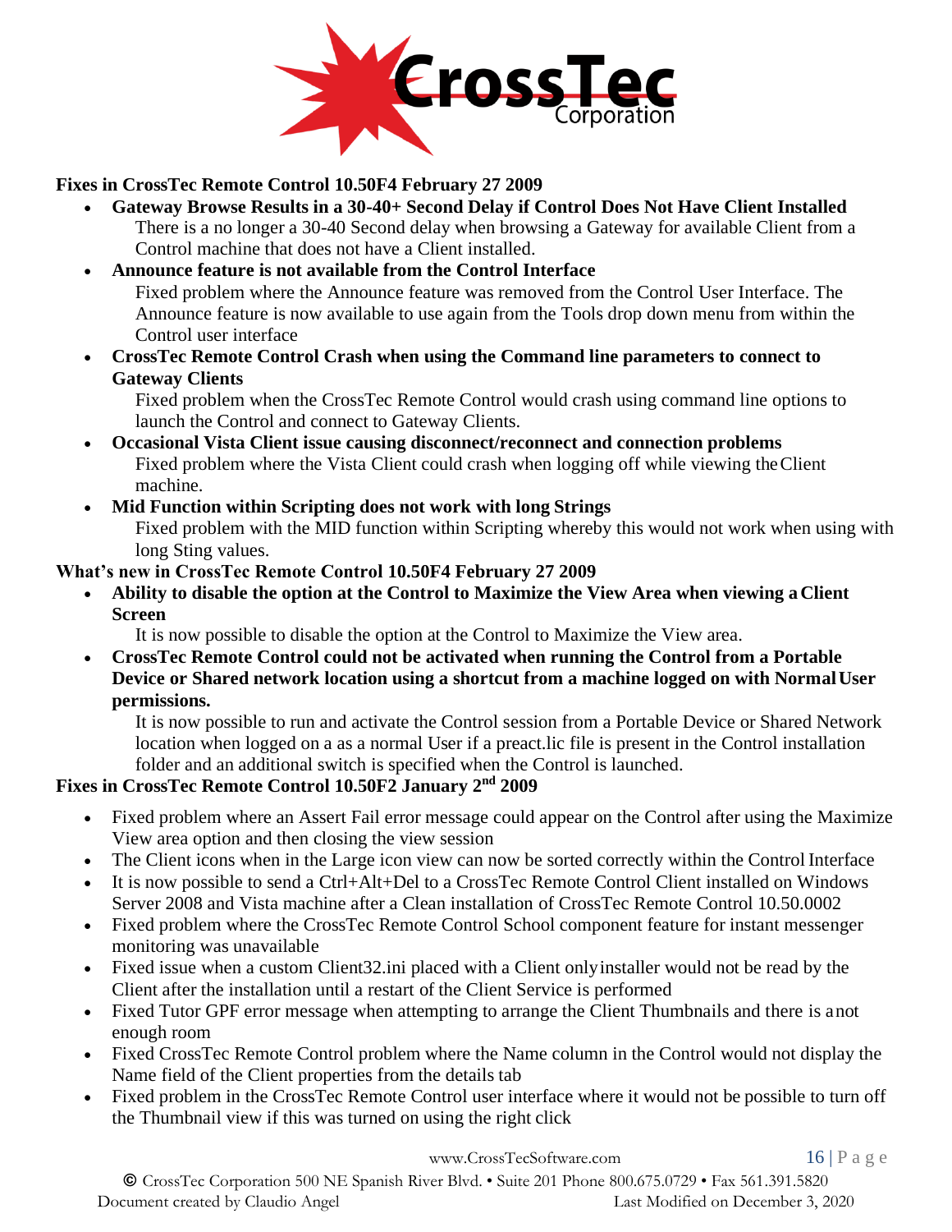**Fixes in CrossTec Remote Control 10.50F4 February 27 2009**

- **Gateway Browse Results in a 30-40+ Second Delay if Control Does Not Have Client Installed**
  There is a no longer a 30-40 Second delay when browsing a Gateway for available Client from a Control machine that does not have a Client installed.
- **Announce feature is not available from the Control Interface**
  Fixed problem where the Announce feature was removed from the Control User Interface. The Announce feature is now available to use again from the Tools drop down menu from within the Control user interface
- **CrossTec Remote Control Crash when using the Command line parameters to connect to Gateway Clients**
  Fixed problem when the CrossTec Remote Control would crash using command line options to launch the Control and connect to Gateway Clients.
- **Occasional Vista Client issue causing disconnect/reconnect and connection problems**
  Fixed problem where the Vista Client could crash when logging off while viewing the Client machine.
- **Mid Function within Scripting does not work with long Strings**
  Fixed problem with the MID function within Scripting whereby this would not work when using with long Sting values.

**What's new in CrossTec Remote Control 10.50F4 February 27 2009**

- **Ability to disable the option at the Control to Maximize the View Area when viewing a Client Screen**
  It is now possible to disable the option at the Control to Maximize the View area.
- **CrossTec Remote Control could not be activated when running the Control from a Portable Device or Shared network location using a shortcut from a machine logged on with Normal User permissions.**
  It is now possible to run and activate the Control session from a Portable Device or Shared Network location when logged on a as a normal User if a preact.lic file is present in the Control installation folder and an additional switch is specified when the Control is launched.

**Fixes in CrossTec Remote Control 10.50F2 January 2nd 2009**

- Fixed problem where an Assert Fail error message could appear on the Control after using the Maximize View area option and then closing the view session
- The Client icons when in the Large icon view can now be sorted correctly within the Control Interface
- It is now possible to send a Ctrl+Alt+Del to a CrossTec Remote Control Client installed on Windows Server 2008 and Vista machine after a Clean installation of CrossTec Remote Control 10.50.0002
- Fixed problem where the CrossTec Remote Control School component feature for instant messenger monitoring was unavailable
- Fixed issue when a custom Client32.ini placed with a Client only installer would not be read by the Client after the installation until a restart of the Client Service is performed
- Fixed Tutor GPF error message when attempting to arrange the Client Thumbnails and there is a not enough room
- Fixed CrossTec Remote Control problem where the Name column in the Control would not display the Name field of the Client properties from the details tab
- Fixed problem in the CrossTec Remote Control user interface where it would not be possible to turn off the Thumbnail view if this was turned on using the right click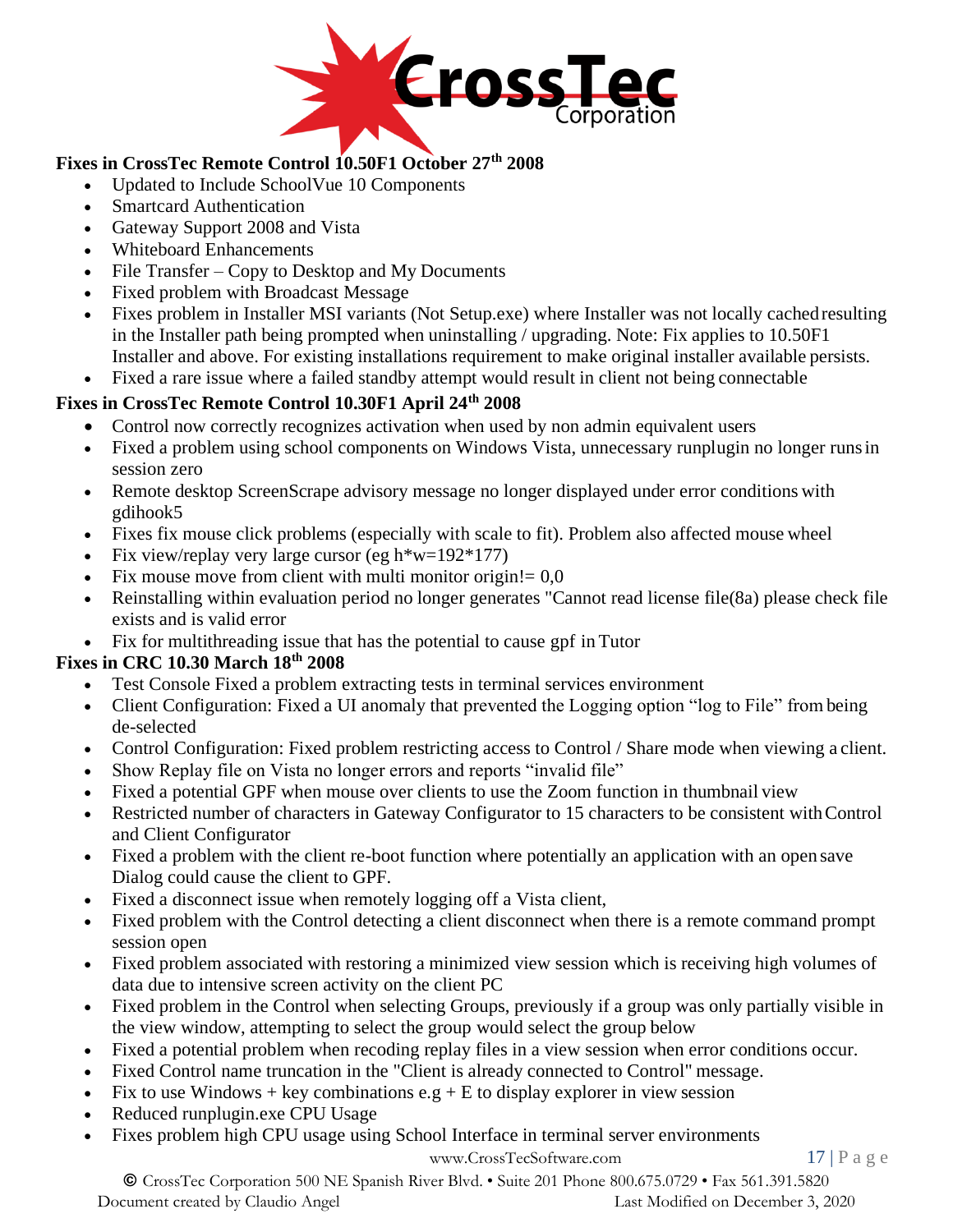**Fixes in CrossTec Remote Control 10.50F1 October 27th 2008**

- Updated to Include SchoolVue 10 Components
- Smartcard Authentication
- Gateway Support 2008 and Vista
- Whiteboard Enhancements
- File Transfer – Copy to Desktop and My Documents
- Fixed problem with Broadcast Message
- Fixes problem in Installer MSI variants (Not Setup.exe) where Installer was not locally cached resulting in the Installer path being prompted when uninstalling / upgrading. Note: Fix applies to 10.50F1 Installer and above. For existing installations requirement to make original installer available persists.
- Fixed a rare issue where a failed standby attempt would result in client not being connectable

**Fixes in CrossTec Remote Control 10.30F1 April 24th 2008**

- Control now correctly recognizes activation when used by non admin equivalent users
- Fixed a problem using school components on Windows Vista, unnecessary runplugin no longer runs in session zero
- Remote desktop ScreenScrape advisory message no longer displayed under error conditions with gdihook5
- Fixes fix mouse click problems (especially with scale to fit). Problem also affected mouse wheel
- Fix view/replay very large cursor (eg h*w=192*177)
- Fix mouse move from client with multi monitor origin!= 0,0
- Reinstalling within evaluation period no longer generates "Cannot read license file(8a) please check file exists and is valid error
- Fix for multithreading issue that has the potential to cause gpf in Tutor

**Fixes in CRC 10.30 March 18th 2008**

- Test Console Fixed a problem extracting tests in terminal services environment
- Client Configuration: Fixed a UI anomaly that prevented the Logging option "log to File" from being de-selected
- Control Configuration: Fixed problem restricting access to Control / Share mode when viewing a client.
- Show Replay file on Vista no longer errors and reports "invalid file"
- Fixed a potential GPF when mouse over clients to use the Zoom function in thumbnail view
- Restricted number of characters in Gateway Configurator to 15 characters to be consistent with Control and Client Configurator
- Fixed a problem with the client re-boot function where potentially an application with an open save Dialog could cause the client to GPF.
- Fixed a disconnect issue when remotely logging off a Vista client,
- Fixed problem with the Control detecting a client disconnect when there is a remote command prompt session open
- Fixed problem associated with restoring a minimized view session which is receiving high volumes of data due to intensive screen activity on the client PC
- Fixed problem in the Control when selecting Groups, previously if a group was only partially visible in the view window, attempting to select the group would select the group below
- Fixed a potential problem when recoding replay files in a view session when error conditions occur.
- Fixed Control name truncation in the "Client is already connected to Control" message.
- Fix to use Windows + key combinations e.g + E to display explorer in view session
- Reduced runplugin.exe CPU Usage
- Fixes problem high CPU usage using School Interface in terminal server environments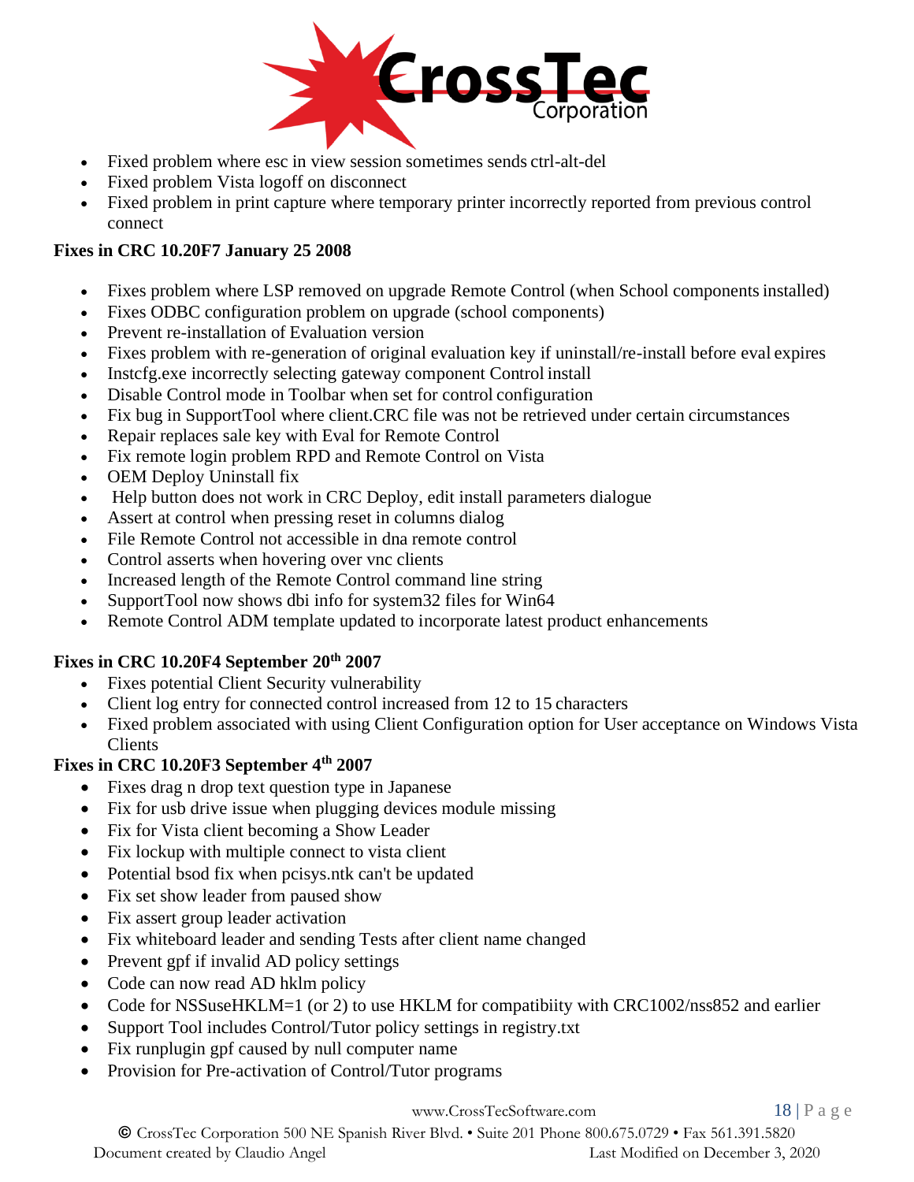- Fixed problem where esc in view session sometimes sends ctrl-alt-del
- Fixed problem Vista logoff on disconnect
- Fixed problem in print capture where temporary printer incorrectly reported from previous control connect

**Fixes in CRC 10.20F7 January 25 2008**

- Fixes problem where LSP removed on upgrade Remote Control (when School components installed)
- Fixes ODBC configuration problem on upgrade (school components)
- Prevent re-installation of Evaluation version
- Fixes problem with re-generation of original evaluation key if uninstall/re-install before eval expires
- Instcfg.exe incorrectly selecting gateway component Control install
- Disable Control mode in Toolbar when set for control configuration
- Fix bug in SupportTool where client.CRC file was not be retrieved under certain circumstances
- Repair replaces sale key with Eval for Remote Control
- Fix remote login problem RPD and Remote Control on Vista
- OEM Deploy Uninstall fix
- Help button does not work in CRC Deploy, edit install parameters dialogue
- Assert at control when pressing reset in columns dialog
- File Remote Control not accessible in dna remote control
- Control asserts when hovering over vnc clients
- Increased length of the Remote Control command line string
- SupportTool now shows dbi info for system32 files for Win64
- Remote Control ADM template updated to incorporate latest product enhancements

**Fixes in CRC 10.20F4 September 20th 2007**

- Fixes potential Client Security vulnerability
- Client log entry for connected control increased from 12 to 15 characters
- Fixed problem associated with using Client Configuration option for User acceptance on Windows Vista Clients

**Fixes in CRC 10.20F3 September 4th 2007**

- Fixes drag n drop text question type in Japanese
- Fix for usb drive issue when plugging devices module missing
- Fix for Vista client becoming a Show Leader
- Fix lockup with multiple connect to vista client
- Potential bsod fix when pcisys.ntk can't be updated
- Fix set show leader from paused show
- Fix assert group leader activation
- Fix whiteboard leader and sending Tests after client name changed
- Prevent gpf if invalid AD policy settings
- Code can now read AD hklm policy
- Code for NSSuseHKLM=1 (or 2) to use HKLM for compatibiity with CRC1002/nss852 and earlier
- Support Tool includes Control/Tutor policy settings in registry.txt
- Fix runplugin gpf caused by null computer name
- Provision for Pre-activation of Control/Tutor programs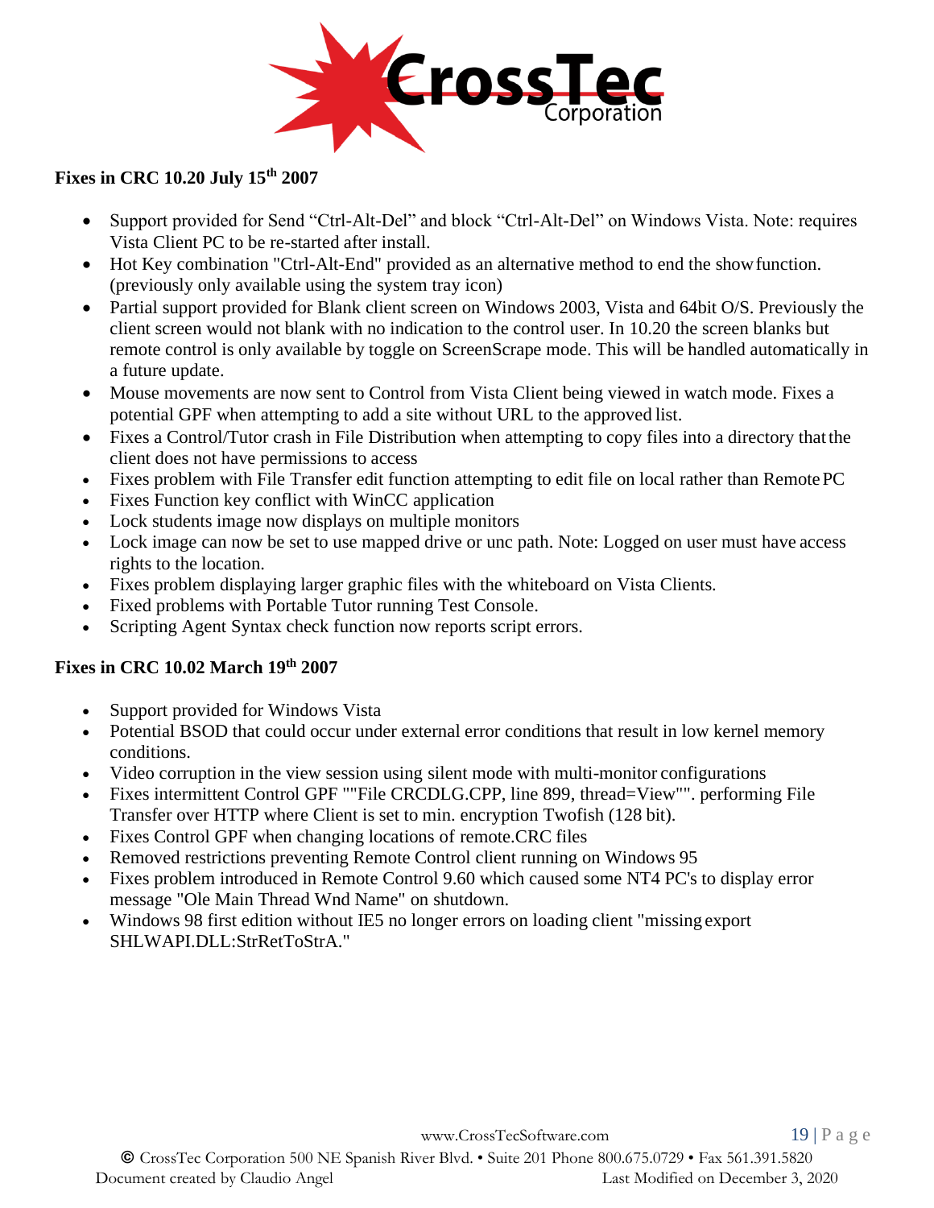**Fixes in CRC 10.20 July 15th 2007**

- Support provided for Send "Ctrl-Alt-Del" and block "Ctrl-Alt-Del" on Windows Vista. Note: requires Vista Client PC to be re-started after install.
- Hot Key combination "Ctrl-Alt-End" provided as an alternative method to end the show function. (previously only available using the system tray icon)
- Partial support provided for Blank client screen on Windows 2003, Vista and 64bit O/S. Previously the client screen would not blank with no indication to the control user. In 10.20 the screen blanks but remote control is only available by toggle on ScreenScrape mode. This will be handled automatically in a future update.
- Mouse movements are now sent to Control from Vista Client being viewed in watch mode. Fixes a potential GPF when attempting to add a site without URL to the approved list.
- Fixes a Control/Tutor crash in File Distribution when attempting to copy files into a directory that the client does not have permissions to access
- Fixes problem with File Transfer edit function attempting to edit file on local rather than Remote PC
- Fixes Function key conflict with WinCC application
- Lock students image now displays on multiple monitors
- Lock image can now be set to use mapped drive or unc path. Note: Logged on user must have access rights to the location.
- Fixes problem displaying larger graphic files with the whiteboard on Vista Clients.
- Fixed problems with Portable Tutor running Test Console.
- Scripting Agent Syntax check function now reports script errors.

**Fixes in CRC 10.02 March 19th 2007**

- Support provided for Windows Vista
- Potential BSOD that could occur under external error conditions that result in low kernel memory conditions.
- Video corruption in the view session using silent mode with multi-monitor configurations
- Fixes intermittent Control GPF ""File CRCDLG.CPP, line 899, thread=View"". performing File Transfer over HTTP where Client is set to min. encryption Twofish (128 bit).
- Fixes Control GPF when changing locations of remote.CRC files
- Removed restrictions preventing Remote Control client running on Windows 95
- Fixes problem introduced in Remote Control 9.60 which caused some NT4 PC's to display error message "Ole Main Thread Wnd Name" on shutdown.
- Windows 98 first edition without IE5 no longer errors on loading client "missing export SHLWAPI.DLL:StrRetToStrA."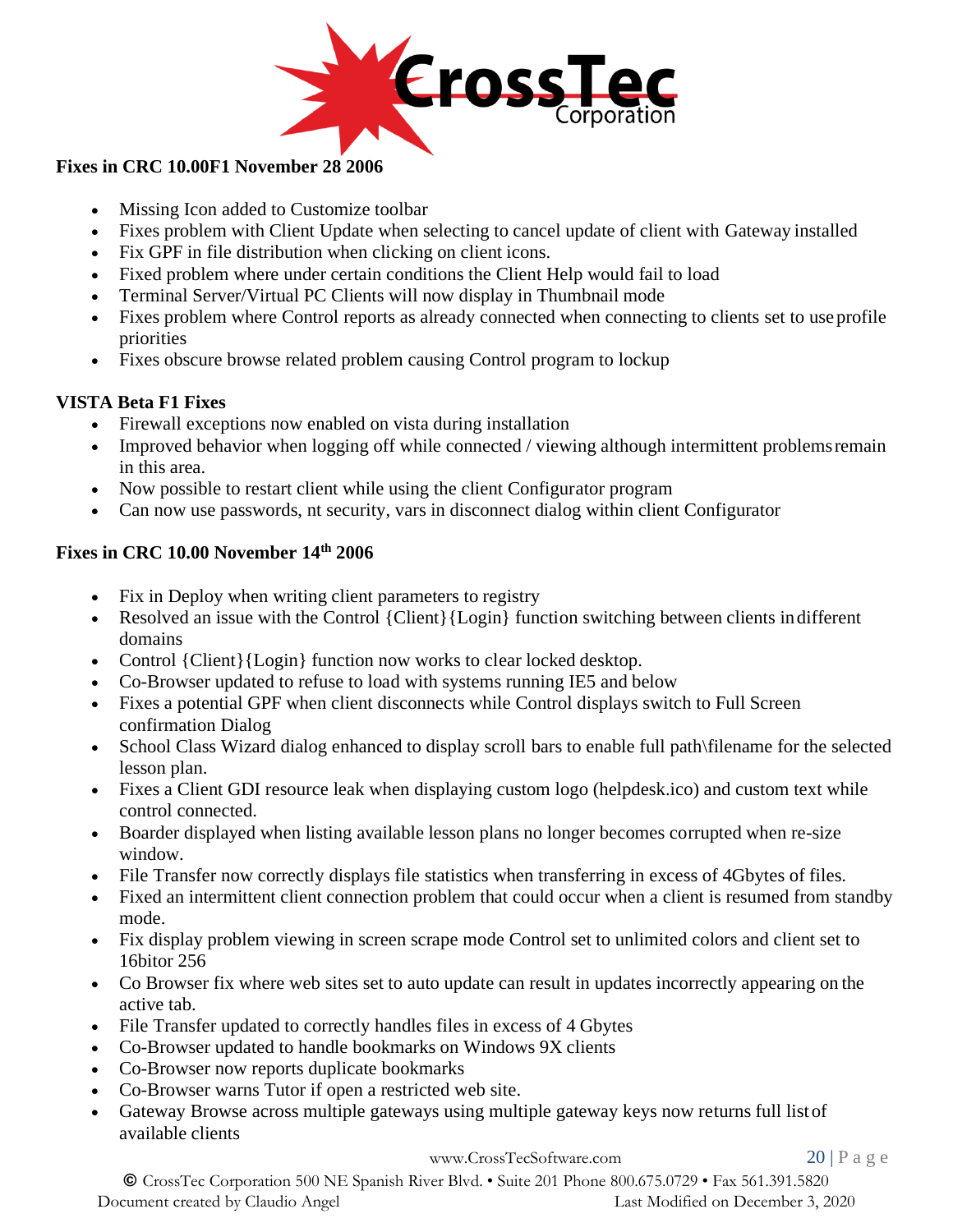**Fixes in CRC 10.00F1 November 28 2006**

- Missing Icon added to Customize toolbar
- Fixes problem with Client Update when selecting to cancel update of client with Gateway installed
- Fix GPF in file distribution when clicking on client icons.
- Fixed problem where under certain conditions the Client Help would fail to load
- Terminal Server/Virtual PC Clients will now display in Thumbnail mode
- Fixes problem where Control reports as already connected when connecting to clients set to use profile priorities
- Fixes obscure browse related problem causing Control program to lockup

**VISTA Beta F1 Fixes**

- Firewall exceptions now enabled on vista during installation
- Improved behavior when logging off while connected / viewing although intermittent problems remain in this area.
- Now possible to restart client while using the client Configurator program
- Can now use passwords, nt security, vars in disconnect dialog within client Configurator

**Fixes in CRC 10.00 November 14th 2006**

- Fix in Deploy when writing client parameters to registry
- Resolved an issue with the Control {Client}{Login} function switching between clients in different domains
- Control {Client}{Login} function now works to clear locked desktop.
- Co-Browser updated to refuse to load with systems running IE5 and below
- Fixes a potential GPF when client disconnects while Control displays switch to Full Screen confirmation Dialog
- School Class Wizard dialog enhanced to display scroll bars to enable full path\filename for the selected lesson plan.
- Fixes a Client GDI resource leak when displaying custom logo (helpdesk.ico) and custom text while control connected.
- Boarder displayed when listing available lesson plans no longer becomes corrupted when re-size window.
- File Transfer now correctly displays file statistics when transferring in excess of 4Gbytes of files.
- Fixed an intermittent client connection problem that could occur when a client is resumed from standby mode.
- Fix display problem viewing in screen scrape mode Control set to unlimited colors and client set to 16bitor 256
- Co Browser fix where web sites set to auto update can result in updates incorrectly appearing on the active tab.
- File Transfer updated to correctly handles files in excess of 4 Gbytes
- Co-Browser updated to handle bookmarks on Windows 9X clients
- Co-Browser now reports duplicate bookmarks
- Co-Browser warns Tutor if open a restricted web site.
- Gateway Browse across multiple gateways using multiple gateway keys now returns full list of available clients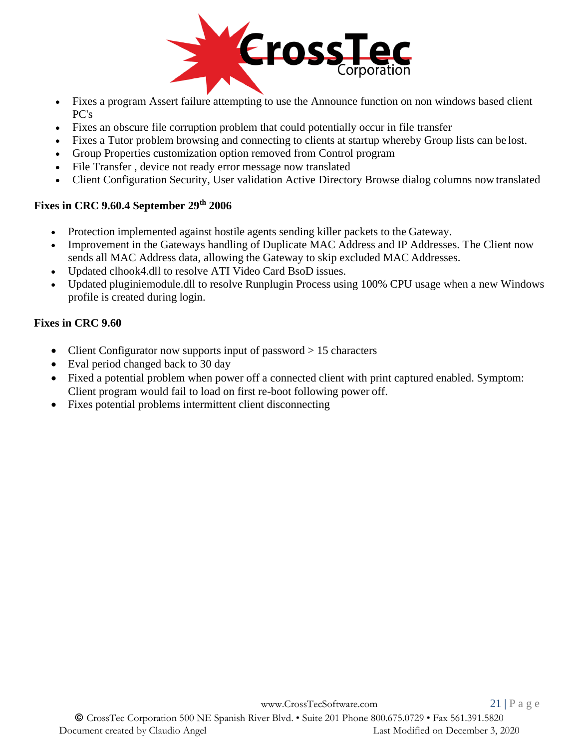- Fixes a program Assert failure attempting to use the Announce function on non windows based client PC's
- Fixes an obscure file corruption problem that could potentially occur in file transfer
- Fixes a Tutor problem browsing and connecting to clients at startup whereby Group lists can be lost.
- Group Properties customization option removed from Control program
- File Transfer , device not ready error message now translated
- Client Configuration Security, User validation Active Directory Browse dialog columns now translated

**Fixes in CRC 9.60.4 September 29th 2006**

- Protection implemented against hostile agents sending killer packets to the Gateway.
- Improvement in the Gateways handling of Duplicate MAC Address and IP Addresses. The Client now sends all MAC Address data, allowing the Gateway to skip excluded MAC Addresses.
- Updated clhook4.dll to resolve ATI Video Card BsoD issues.
- Updated pluginiemodule.dll to resolve Runplugin Process using 100% CPU usage when a new Windows profile is created during login.

**Fixes in CRC 9.60**

- Client Configurator now supports input of password > 15 characters
- Eval period changed back to 30 day
- Fixed a potential problem when power off a connected client with print captured enabled. Symptom: Client program would fail to load on first re-boot following power off.
- Fixes potential problems intermittent client disconnecting